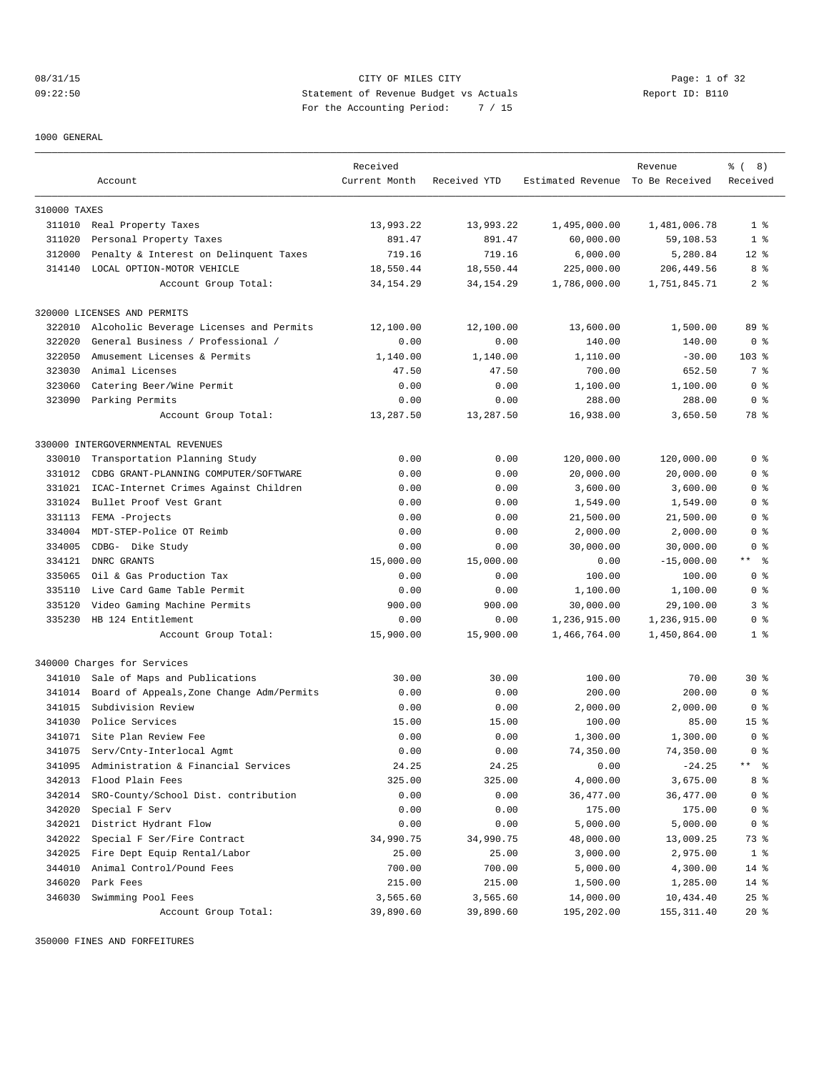CITY OF MILES CITY

Statement of Revenue Budget vs Actuals

For the Accounting Period: 7 / 15

1000 GENERAL

| Account | | Received Current Month | Received YTD | Estimated Revenue | Revenue To Be Received | % ( 8) Received |
|---|---|---|---|---|---|---|
| 310000 TAXES | | | | | | |
| 311010 | Real Property Taxes | 13,993.22 | 13,993.22 | 1,495,000.00 | 1,481,006.78 | 1 % |
| 311020 | Personal Property Taxes | 891.47 | 891.47 | 60,000.00 | 59,108.53 | 1 % |
| 312000 | Penalty & Interest on Delinquent Taxes | 719.16 | 719.16 | 6,000.00 | 5,280.84 | 12 % |
| 314140 | LOCAL OPTION-MOTOR VEHICLE | 18,550.44 | 18,550.44 | 225,000.00 | 206,449.56 | 8 % |
| | Account Group Total: | 34,154.29 | 34,154.29 | 1,786,000.00 | 1,751,845.71 | 2 % |
| 320000 LICENSES AND PERMITS | | | | | | |
| 322010 | Alcoholic Beverage Licenses and Permits | 12,100.00 | 12,100.00 | 13,600.00 | 1,500.00 | 89 % |
| 322020 | General Business / Professional / | 0.00 | 0.00 | 140.00 | 140.00 | 0 % |
| 322050 | Amusement Licenses & Permits | 1,140.00 | 1,140.00 | 1,110.00 | -30.00 | 103 % |
| 323030 | Animal Licenses | 47.50 | 47.50 | 700.00 | 652.50 | 7 % |
| 323060 | Catering Beer/Wine Permit | 0.00 | 0.00 | 1,100.00 | 1,100.00 | 0 % |
| 323090 | Parking Permits | 0.00 | 0.00 | 288.00 | 288.00 | 0 % |
| | Account Group Total: | 13,287.50 | 13,287.50 | 16,938.00 | 3,650.50 | 78 % |
| 330000 INTERGOVERNMENTAL REVENUES | | | | | | |
| 330010 | Transportation Planning Study | 0.00 | 0.00 | 120,000.00 | 120,000.00 | 0 % |
| 331012 | CDBG GRANT-PLANNING COMPUTER/SOFTWARE | 0.00 | 0.00 | 20,000.00 | 20,000.00 | 0 % |
| 331021 | ICAC-Internet Crimes Against Children | 0.00 | 0.00 | 3,600.00 | 3,600.00 | 0 % |
| 331024 | Bullet Proof Vest Grant | 0.00 | 0.00 | 1,549.00 | 1,549.00 | 0 % |
| 331113 | FEMA -Projects | 0.00 | 0.00 | 21,500.00 | 21,500.00 | 0 % |
| 334004 | MDT-STEP-Police OT Reimb | 0.00 | 0.00 | 2,000.00 | 2,000.00 | 0 % |
| 334005 | CDBG- Dike Study | 0.00 | 0.00 | 30,000.00 | 30,000.00 | 0 % |
| 334121 | DNRC GRANTS | 15,000.00 | 15,000.00 | 0.00 | -15,000.00 | ** % |
| 335065 | Oil & Gas Production Tax | 0.00 | 0.00 | 100.00 | 100.00 | 0 % |
| 335110 | Live Card Game Table Permit | 0.00 | 0.00 | 1,100.00 | 1,100.00 | 0 % |
| 335120 | Video Gaming Machine Permits | 900.00 | 900.00 | 30,000.00 | 29,100.00 | 3 % |
| 335230 | HB 124 Entitlement | 0.00 | 0.00 | 1,236,915.00 | 1,236,915.00 | 0 % |
| | Account Group Total: | 15,900.00 | 15,900.00 | 1,466,764.00 | 1,450,864.00 | 1 % |
| 340000 Charges for Services | | | | | | |
| 341010 | Sale of Maps and Publications | 30.00 | 30.00 | 100.00 | 70.00 | 30 % |
| 341014 | Board of Appeals,Zone Change Adm/Permits | 0.00 | 0.00 | 200.00 | 200.00 | 0 % |
| 341015 | Subdivision Review | 0.00 | 0.00 | 2,000.00 | 2,000.00 | 0 % |
| 341030 | Police Services | 15.00 | 15.00 | 100.00 | 85.00 | 15 % |
| 341071 | Site Plan Review Fee | 0.00 | 0.00 | 1,300.00 | 1,300.00 | 0 % |
| 341075 | Serv/Cnty-Interlocal Agmt | 0.00 | 0.00 | 74,350.00 | 74,350.00 | 0 % |
| 341095 | Administration & Financial Services | 24.25 | 24.25 | 0.00 | -24.25 | ** % |
| 342013 | Flood Plain Fees | 325.00 | 325.00 | 4,000.00 | 3,675.00 | 8 % |
| 342014 | SRO-County/School Dist. contribution | 0.00 | 0.00 | 36,477.00 | 36,477.00 | 0 % |
| 342020 | Special F Serv | 0.00 | 0.00 | 175.00 | 175.00 | 0 % |
| 342021 | District Hydrant Flow | 0.00 | 0.00 | 5,000.00 | 5,000.00 | 0 % |
| 342022 | Special F Ser/Fire Contract | 34,990.75 | 34,990.75 | 48,000.00 | 13,009.25 | 73 % |
| 342025 | Fire Dept Equip Rental/Labor | 25.00 | 25.00 | 3,000.00 | 2,975.00 | 1 % |
| 344010 | Animal Control/Pound Fees | 700.00 | 700.00 | 5,000.00 | 4,300.00 | 14 % |
| 346020 | Park Fees | 215.00 | 215.00 | 1,500.00 | 1,285.00 | 14 % |
| 346030 | Swimming Pool Fees | 3,565.60 | 3,565.60 | 14,000.00 | 10,434.40 | 25 % |
| | Account Group Total: | 39,890.60 | 39,890.60 | 195,202.00 | 155,311.40 | 20 % |
| 350000 FINES AND FORFEITURES | | | | | | |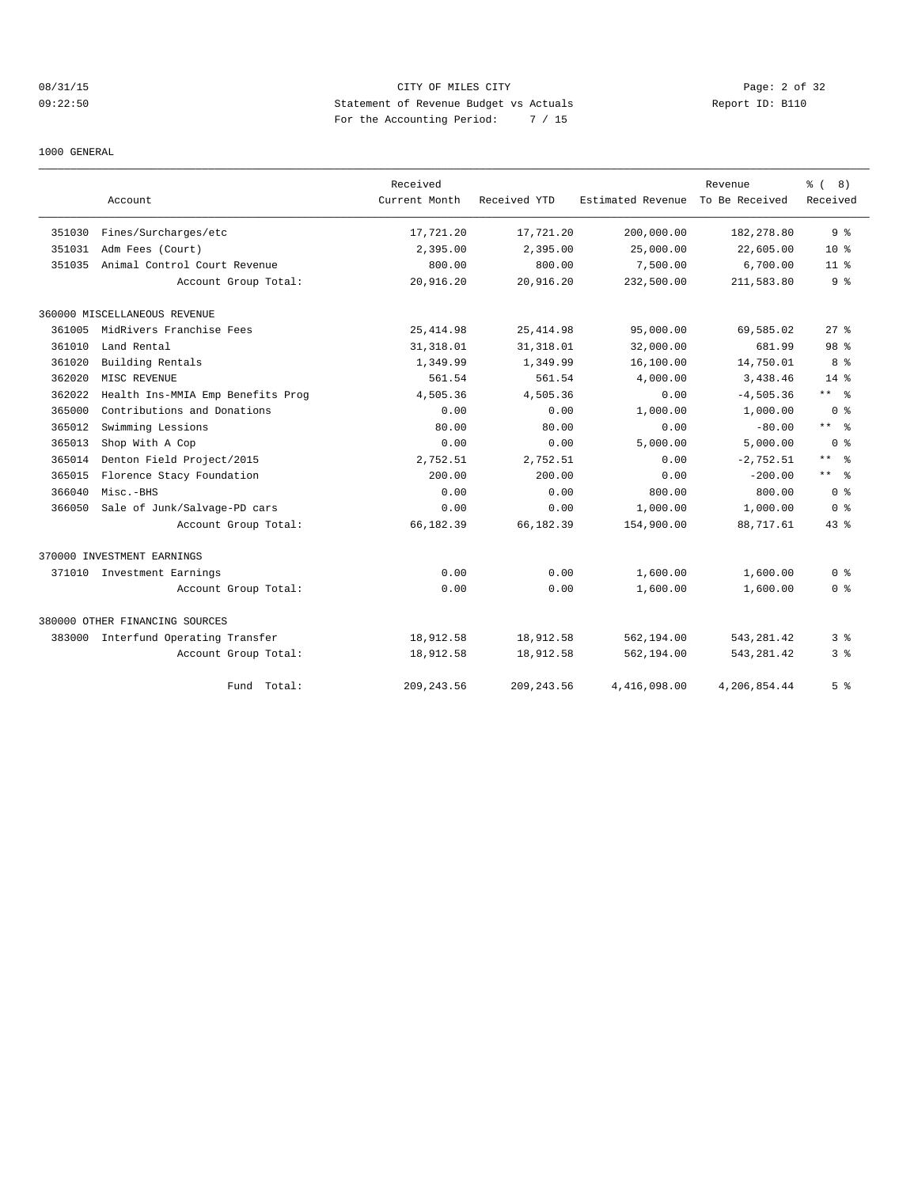CITY OF MILES CITY
Statement of Revenue Budget vs Actuals
For the Accounting Period: 7 / 15

1000 GENERAL

| | Account | Received Current Month | Received YTD | Estimated Revenue | Revenue To Be Received | % ( 8) Received |
|---|---|---|---|---|---|---|
| 351030 | Fines/Surcharges/etc | 17,721.20 | 17,721.20 | 200,000.00 | 182,278.80 | 9 % |
| 351031 | Adm Fees (Court) | 2,395.00 | 2,395.00 | 25,000.00 | 22,605.00 | 10 % |
| 351035 | Animal Control Court Revenue | 800.00 | 800.00 | 7,500.00 | 6,700.00 | 11 % |
| | Account Group Total: | 20,916.20 | 20,916.20 | 232,500.00 | 211,583.80 | 9 % |
| 360000 MISCELLANEOUS REVENUE | | | | | | |
| 361005 | MidRivers Franchise Fees | 25,414.98 | 25,414.98 | 95,000.00 | 69,585.02 | 27 % |
| 361010 | Land Rental | 31,318.01 | 31,318.01 | 32,000.00 | 681.99 | 98 % |
| 361020 | Building Rentals | 1,349.99 | 1,349.99 | 16,100.00 | 14,750.01 | 8 % |
| 362020 | MISC REVENUE | 561.54 | 561.54 | 4,000.00 | 3,438.46 | 14 % |
| 362022 | Health Ins-MMIA Emp Benefits Prog | 4,505.36 | 4,505.36 | 0.00 | -4,505.36 | ** % |
| 365000 | Contributions and Donations | 0.00 | 0.00 | 1,000.00 | 1,000.00 | 0 % |
| 365012 | Swimming Lessions | 80.00 | 80.00 | 0.00 | -80.00 | ** % |
| 365013 | Shop With A Cop | 0.00 | 0.00 | 5,000.00 | 5,000.00 | 0 % |
| 365014 | Denton Field Project/2015 | 2,752.51 | 2,752.51 | 0.00 | -2,752.51 | ** % |
| 365015 | Florence Stacy Foundation | 200.00 | 200.00 | 0.00 | -200.00 | ** % |
| 366040 | Misc.-BHS | 0.00 | 0.00 | 800.00 | 800.00 | 0 % |
| 366050 | Sale of Junk/Salvage-PD cars | 0.00 | 0.00 | 1,000.00 | 1,000.00 | 0 % |
| | Account Group Total: | 66,182.39 | 66,182.39 | 154,900.00 | 88,717.61 | 43 % |
| 370000 INVESTMENT EARNINGS | | | | | | |
| 371010 | Investment Earnings | 0.00 | 0.00 | 1,600.00 | 1,600.00 | 0 % |
| | Account Group Total: | 0.00 | 0.00 | 1,600.00 | 1,600.00 | 0 % |
| 380000 OTHER FINANCING SOURCES | | | | | | |
| 383000 | Interfund Operating Transfer | 18,912.58 | 18,912.58 | 562,194.00 | 543,281.42 | 3 % |
| | Account Group Total: | 18,912.58 | 18,912.58 | 562,194.00 | 543,281.42 | 3 % |
| | Fund Total: | 209,243.56 | 209,243.56 | 4,416,098.00 | 4,206,854.44 | 5 % |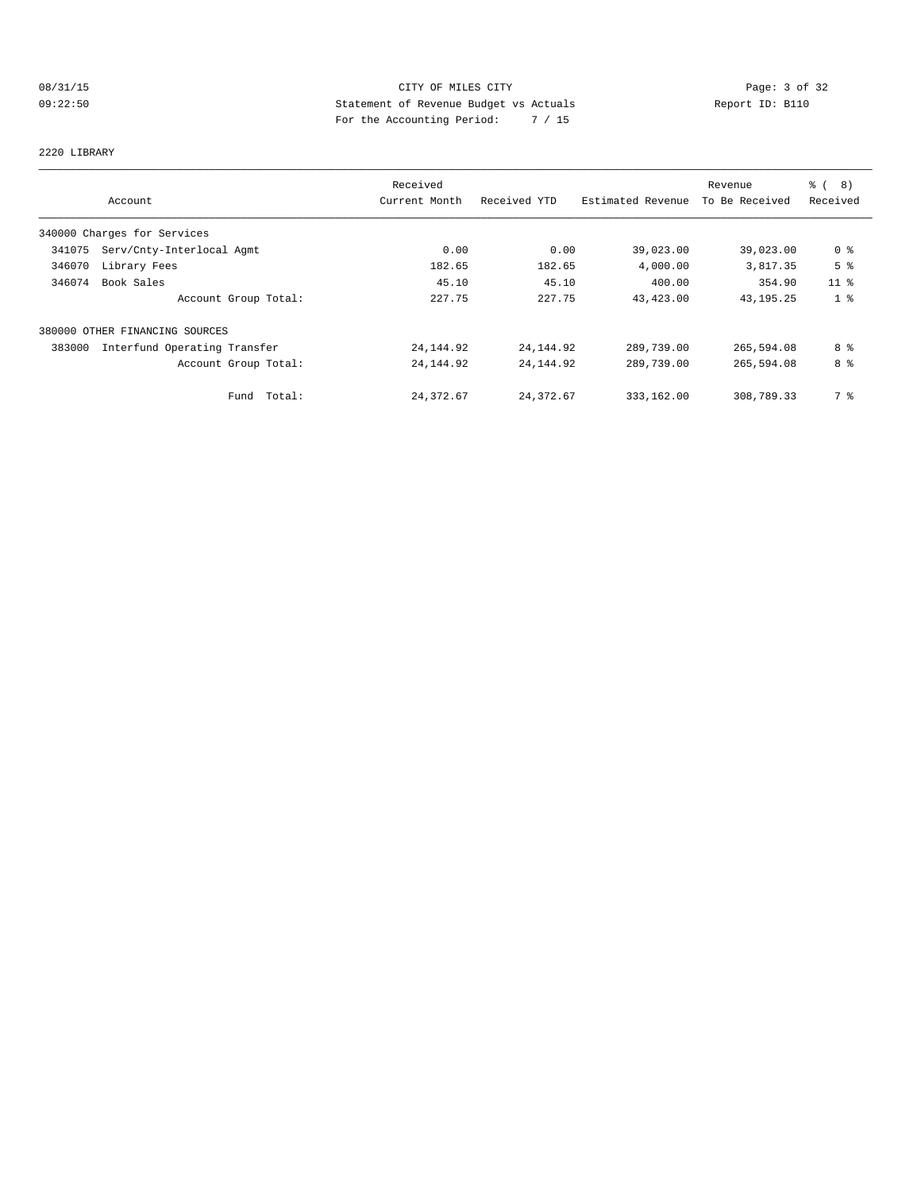CITY OF MILES CITY
Statement of Revenue Budget vs Actuals
For the Accounting Period: 7 / 15

08/31/15
09:22:50

Report ID: B110

## 2220 LIBRARY

| Account | Received Current Month | Received YTD | Estimated Revenue | Revenue To Be Received | % ( 8) Received |
|---|---|---|---|---|---|
| 340000 Charges for Services | | | | | |
| 341075 Serv/Cnty-Interlocal Agmt | 0.00 | 0.00 | 39,023.00 | 39,023.00 | 0 % |
| 346070 Library Fees | 182.65 | 182.65 | 4,000.00 | 3,817.35 | 5 % |
| 346074 Book Sales | 45.10 | 45.10 | 400.00 | 354.90 | 11 % |
| Account Group Total: | 227.75 | 227.75 | 43,423.00 | 43,195.25 | 1 % |
| 380000 OTHER FINANCING SOURCES | | | | | |
| 383000 Interfund Operating Transfer | 24,144.92 | 24,144.92 | 289,739.00 | 265,594.08 | 8 % |
| Account Group Total: | 24,144.92 | 24,144.92 | 289,739.00 | 265,594.08 | 8 % |
| Fund Total: | 24,372.67 | 24,372.67 | 333,162.00 | 308,789.33 | 7 % |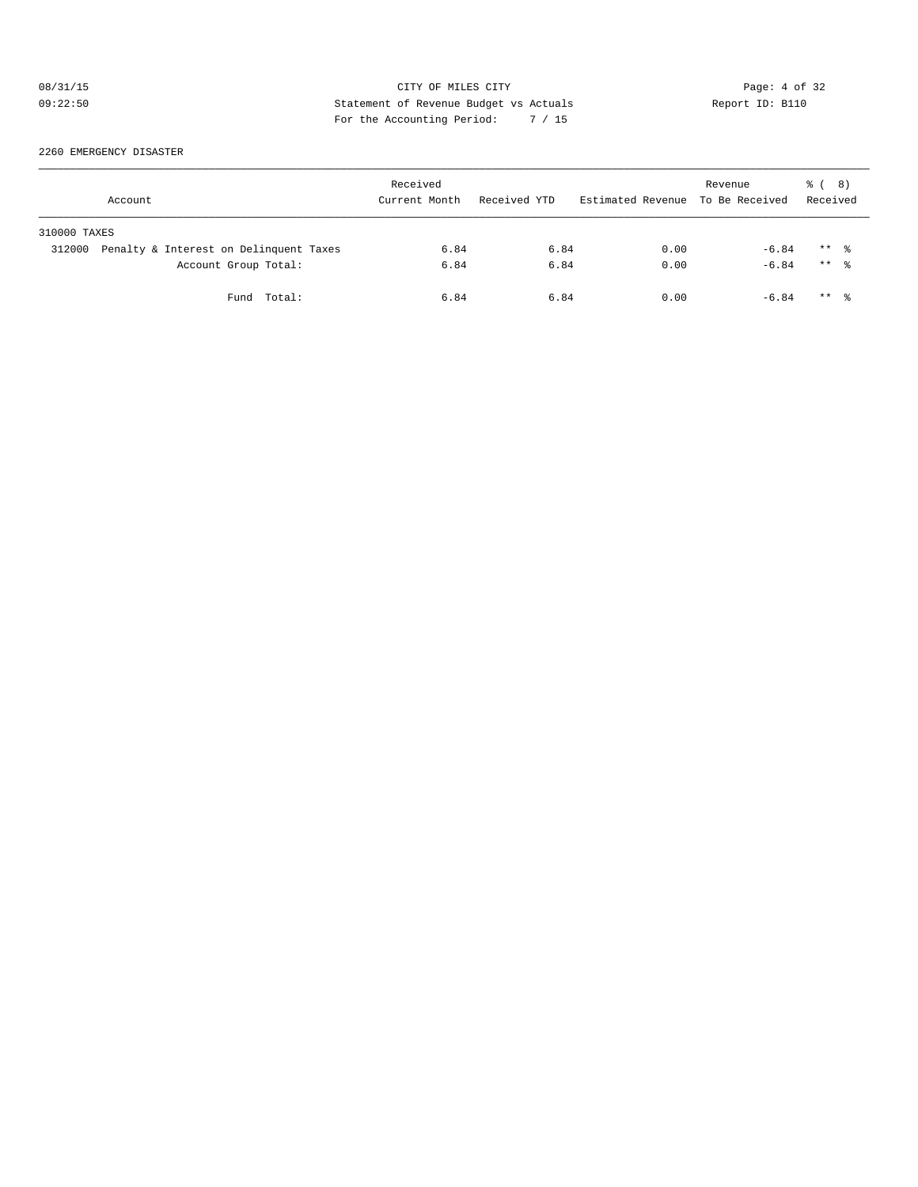CITY OF MILES CITY
Statement of Revenue Budget vs Actuals
For the Accounting Period: 7 / 15

08/31/15
09:22:50

Report ID: B110

2260 EMERGENCY DISASTER

| Account | Received Current Month | Received YTD | Estimated Revenue | Revenue To Be Received | % ( 8) Received |
|---|---|---|---|---|---|
| 310000 TAXES | | | | | |
| 312000 Penalty & Interest on Delinquent Taxes | 6.84 | 6.84 | 0.00 | -6.84 | ** % |
| Account Group Total: | 6.84 | 6.84 | 0.00 | -6.84 | ** % |
| Fund Total: | 6.84 | 6.84 | 0.00 | -6.84 | ** % |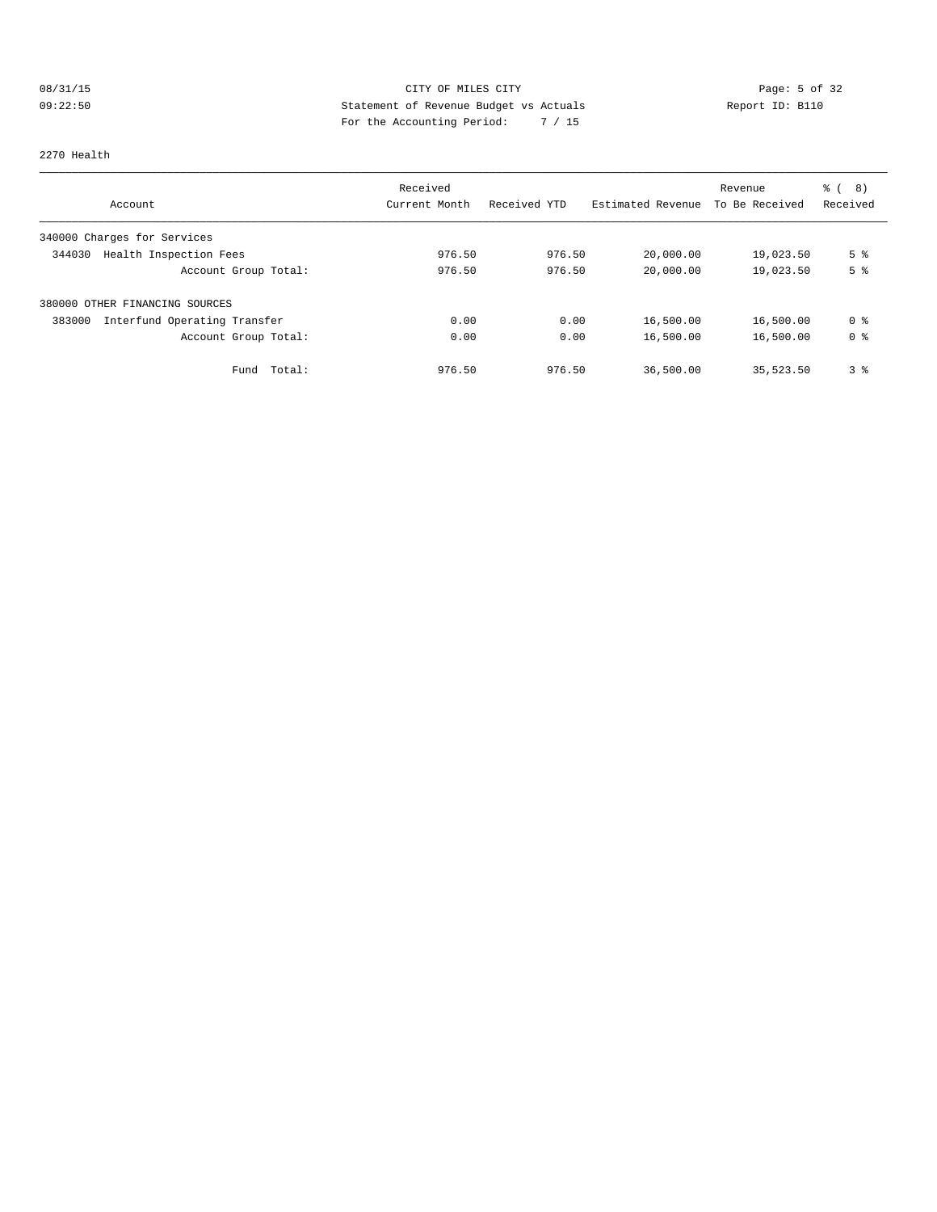CITY OF MILES CITY
Statement of Revenue Budget vs Actuals
For the Accounting Period: 7 / 15

08/31/15 09:22:50

Report ID: B110

2270 Health

| Account | Received Current Month | Received YTD | Estimated Revenue | Revenue To Be Received | % ( 8) Received |
|---|---|---|---|---|---|
| 340000 Charges for Services | | | | | |
| 344030 Health Inspection Fees | 976.50 | 976.50 | 20,000.00 | 19,023.50 | 5 % |
| Account Group Total: | 976.50 | 976.50 | 20,000.00 | 19,023.50 | 5 % |
| 380000 OTHER FINANCING SOURCES | | | | | |
| 383000 Interfund Operating Transfer | 0.00 | 0.00 | 16,500.00 | 16,500.00 | 0 % |
| Account Group Total: | 0.00 | 0.00 | 16,500.00 | 16,500.00 | 0 % |
| Fund Total: | 976.50 | 976.50 | 36,500.00 | 35,523.50 | 3 % |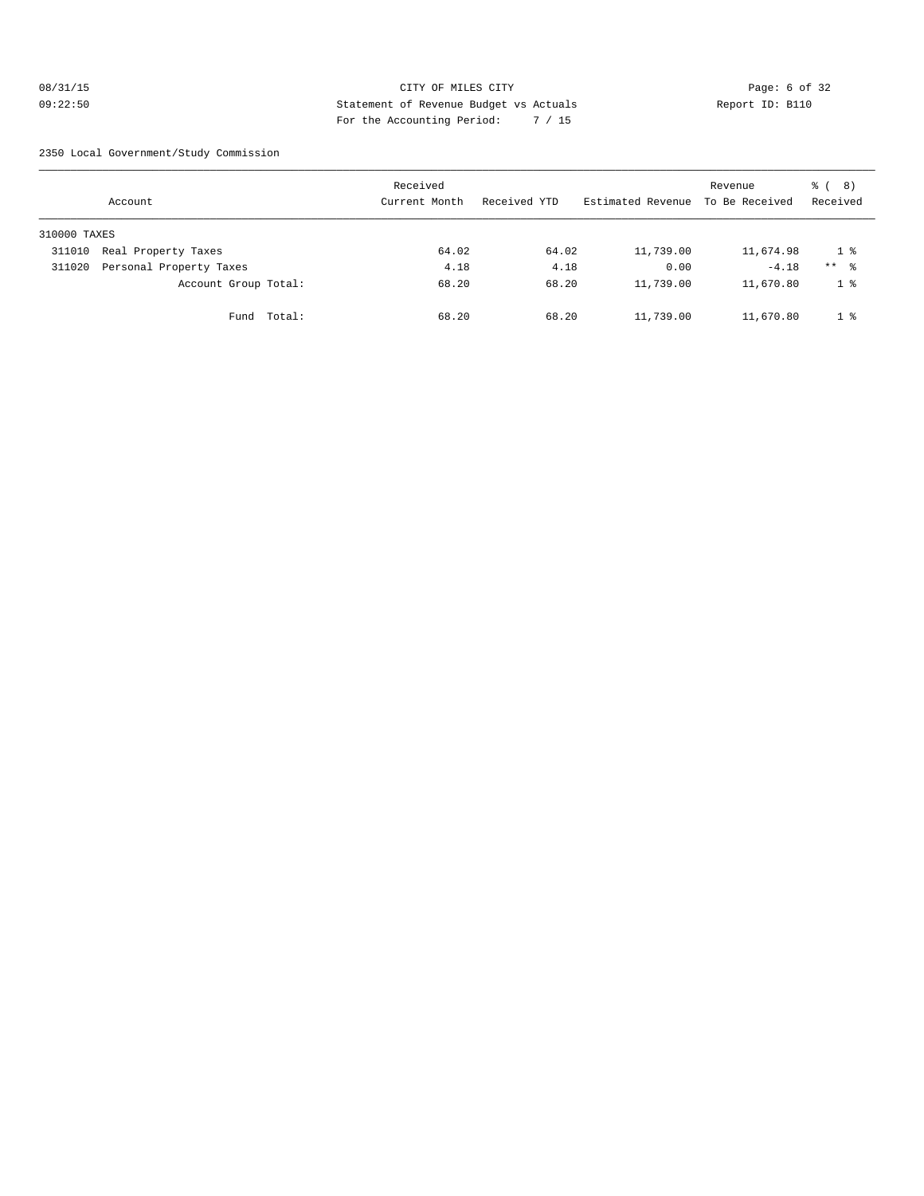CITY OF MILES CITY
Statement of Revenue Budget vs Actuals
For the Accounting Period: 7 / 15

08/31/15
09:22:50

Report ID: B110

2350 Local Government/Study Commission

| Account | Received Current Month | Received YTD | Estimated Revenue | Revenue To Be Received | % ( 8) Received |
|---|---|---|---|---|---|
| 310000 TAXES | | | | | |
| 311010 Real Property Taxes | 64.02 | 64.02 | 11,739.00 | 11,674.98 | 1 % |
| 311020 Personal Property Taxes | 4.18 | 4.18 | 0.00 | -4.18 | ** % |
| Account Group Total: | 68.20 | 68.20 | 11,739.00 | 11,670.80 | 1 % |
| Fund Total: | 68.20 | 68.20 | 11,739.00 | 11,670.80 | 1 % |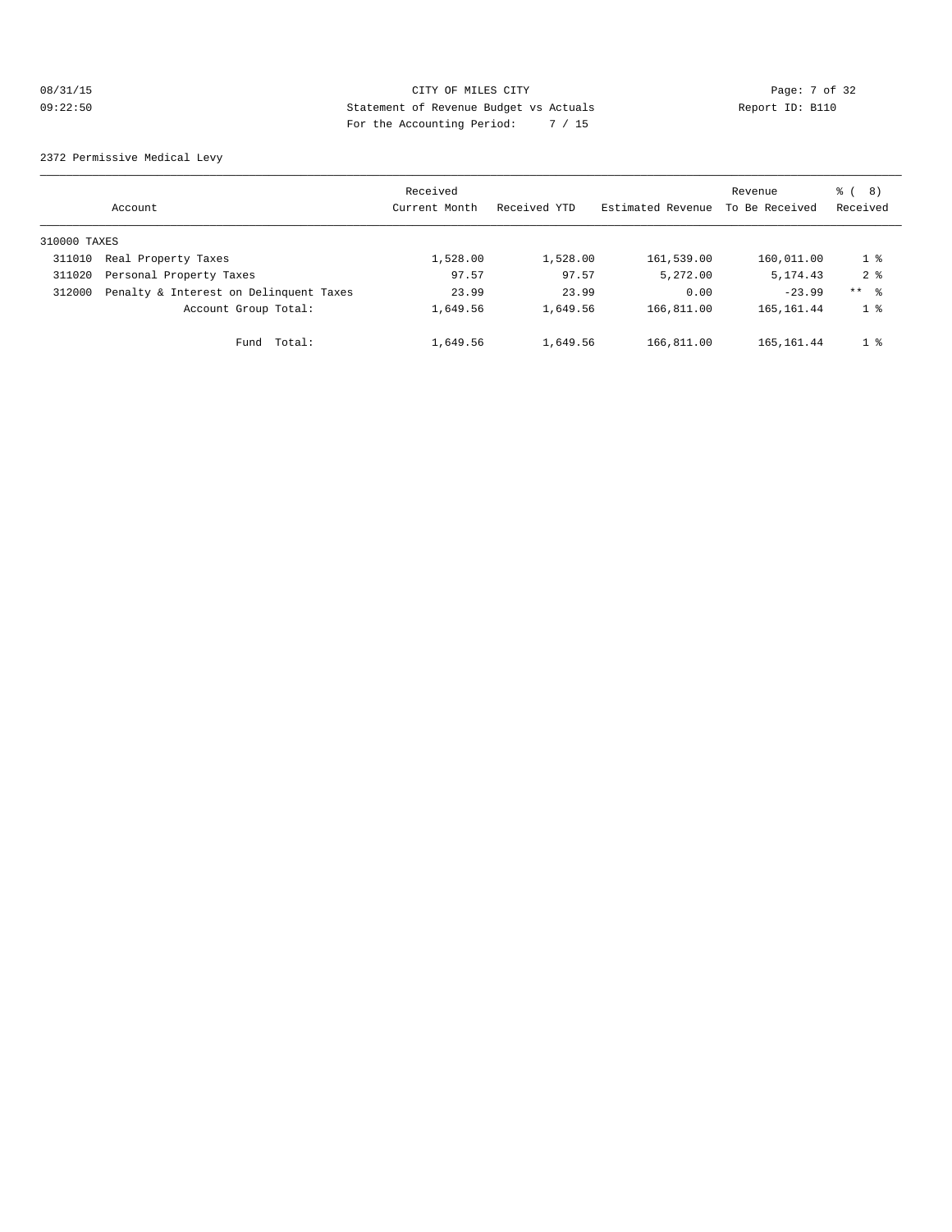08/31/15 CITY OF MILES CITY
09:22:50 Statement of Revenue Budget vs Actuals Report ID: B110
For the Accounting Period: 7 / 15

2372 Permissive Medical Levy

| Account | | Received Current Month | Received YTD | Estimated Revenue | Revenue To Be Received | % ( 8) Received |
|---|---|---|---|---|---|---|
| 310000 TAXES | | | | | | |
| 311010 | Real Property Taxes | 1,528.00 | 1,528.00 | 161,539.00 | 160,011.00 | 1 % |
| 311020 | Personal Property Taxes | 97.57 | 97.57 | 5,272.00 | 5,174.43 | 2 % |
| 312000 | Penalty & Interest on Delinquent Taxes | 23.99 | 23.99 | 0.00 | -23.99 | ** % |
| | Account Group Total: | 1,649.56 | 1,649.56 | 166,811.00 | 165,161.44 | 1 % |
| | Fund Total: | 1,649.56 | 1,649.56 | 166,811.00 | 165,161.44 | 1 % |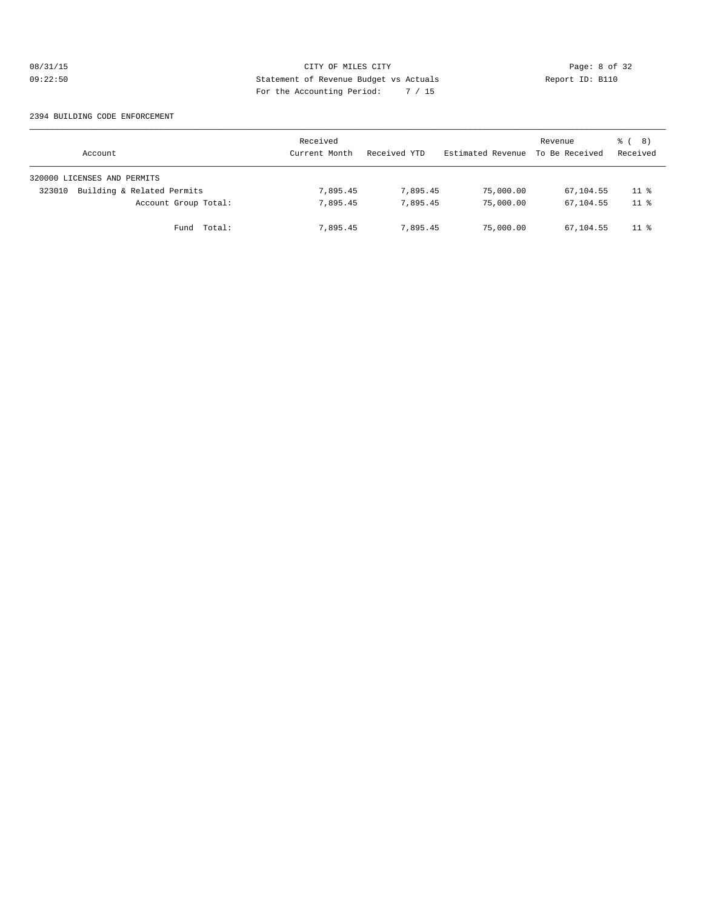CITY OF MILES CITY

Statement of Revenue Budget vs Actuals

For the Accounting Period: 7 / 15

08/31/15
09:22:50

Report ID: B110

2394 BUILDING CODE ENFORCEMENT

| Account | Received Current Month | Received YTD | Estimated Revenue | Revenue To Be Received | % ( 8) Received |
|---|---|---|---|---|---|
| 320000 LICENSES AND PERMITS | | | | | |
| 323010 Building & Related Permits | 7,895.45 | 7,895.45 | 75,000.00 | 67,104.55 | 11 % |
| Account Group Total: | 7,895.45 | 7,895.45 | 75,000.00 | 67,104.55 | 11 % |
| Fund Total: | 7,895.45 | 7,895.45 | 75,000.00 | 67,104.55 | 11 % |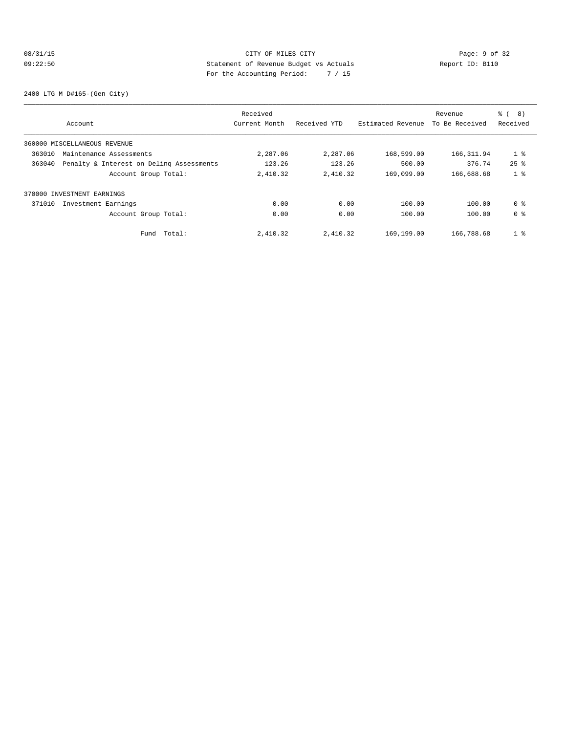08/31/15 CITY OF MILES CITY
09:22:50 Statement of Revenue Budget vs Actuals Report ID: B110
For the Accounting Period: 7 / 15

2400 LTG M D#165-(Gen City)

| Account | Received Current Month | Received YTD | Estimated Revenue | Revenue To Be Received | % ( 8) Received |
|---|---|---|---|---|---|
| 360000 MISCELLANEOUS REVENUE | | | | | |
| 363010 Maintenance Assessments | 2,287.06 | 2,287.06 | 168,599.00 | 166,311.94 | 1 % |
| 363040 Penalty & Interest on Delinq Assessments | 123.26 | 123.26 | 500.00 | 376.74 | 25 % |
| Account Group Total: | 2,410.32 | 2,410.32 | 169,099.00 | 166,688.68 | 1 % |
| 370000 INVESTMENT EARNINGS | | | | | |
| 371010 Investment Earnings | 0.00 | 0.00 | 100.00 | 100.00 | 0 % |
| Account Group Total: | 0.00 | 0.00 | 100.00 | 100.00 | 0 % |
| Fund Total: | 2,410.32 | 2,410.32 | 169,199.00 | 166,788.68 | 1 % |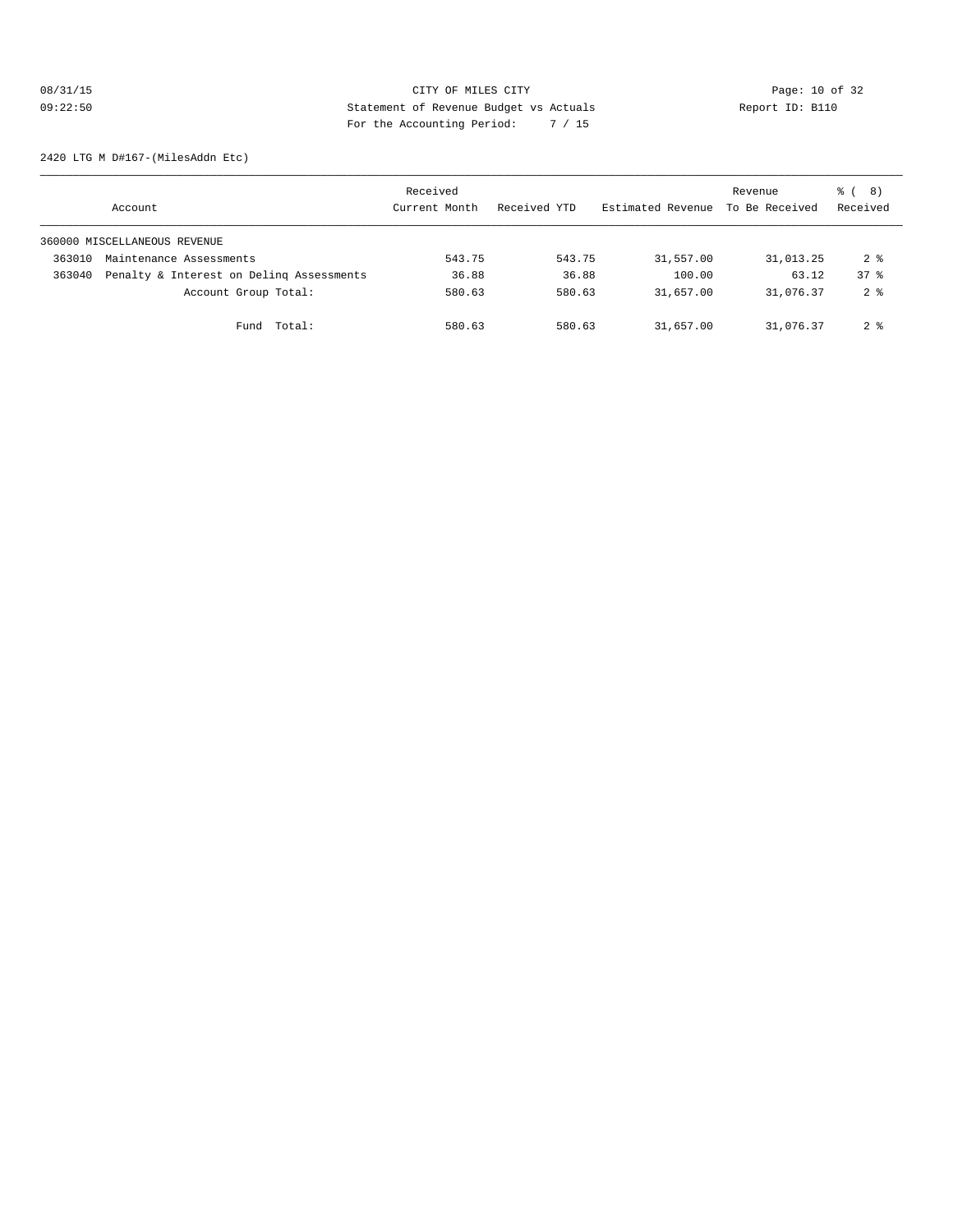CITY OF MILES CITY

Statement of Revenue Budget vs Actuals

For the Accounting Period: 7 / 15

08/31/15 09:22:50

Report ID: B110

2420 LTG M D#167-(MilesAddn Etc)

| Account | | Received Current Month | Received YTD | Estimated Revenue | Revenue To Be Received | % ( 8) Received |
|---|---|---|---|---|---|---|
| 360000 MISCELLANEOUS REVENUE | | | | | | |
| 363010 | Maintenance Assessments | 543.75 | 543.75 | 31,557.00 | 31,013.25 | 2 % |
| 363040 | Penalty & Interest on Delinq Assessments | 36.88 | 36.88 | 100.00 | 63.12 | 37 % |
| | Account Group Total: | 580.63 | 580.63 | 31,657.00 | 31,076.37 | 2 % |
| | Fund Total: | 580.63 | 580.63 | 31,657.00 | 31,076.37 | 2 % |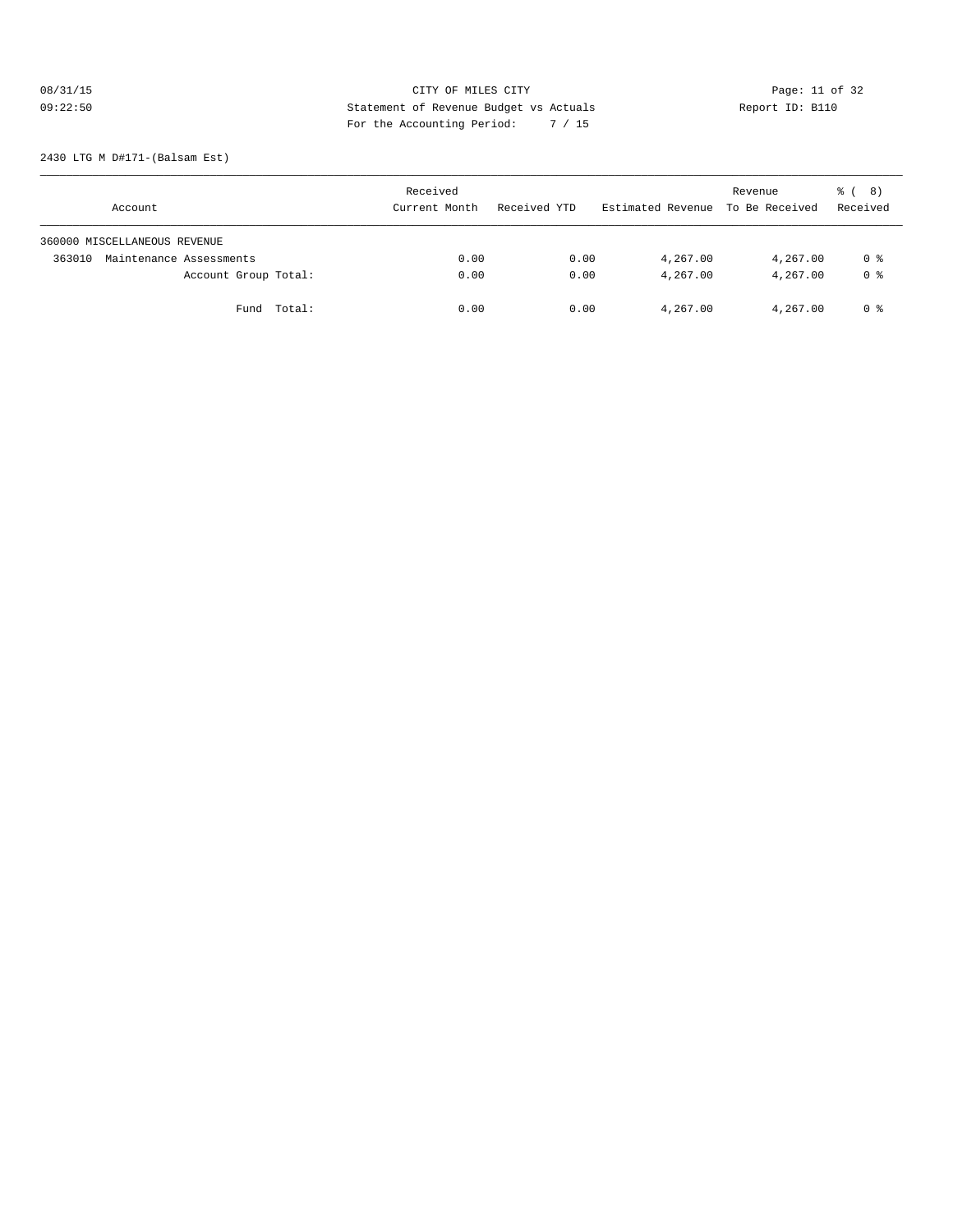CITY OF MILES CITY

Statement of Revenue Budget vs Actuals

For the Accounting Period: 7 / 15

08/31/15 09:22:50

Report ID: B110

2430 LTG M D#171-(Balsam Est)

| Account | Received Current Month | Received YTD | Estimated Revenue | Revenue To Be Received | % ( 8) Received |
|---|---|---|---|---|---|
| 360000 MISCELLANEOUS REVENUE | | | | | |
| 363010 Maintenance Assessments | 0.00 | 0.00 | 4,267.00 | 4,267.00 | 0 % |
| Account Group Total: | 0.00 | 0.00 | 4,267.00 | 4,267.00 | 0 % |
| Fund Total: | 0.00 | 0.00 | 4,267.00 | 4,267.00 | 0 % |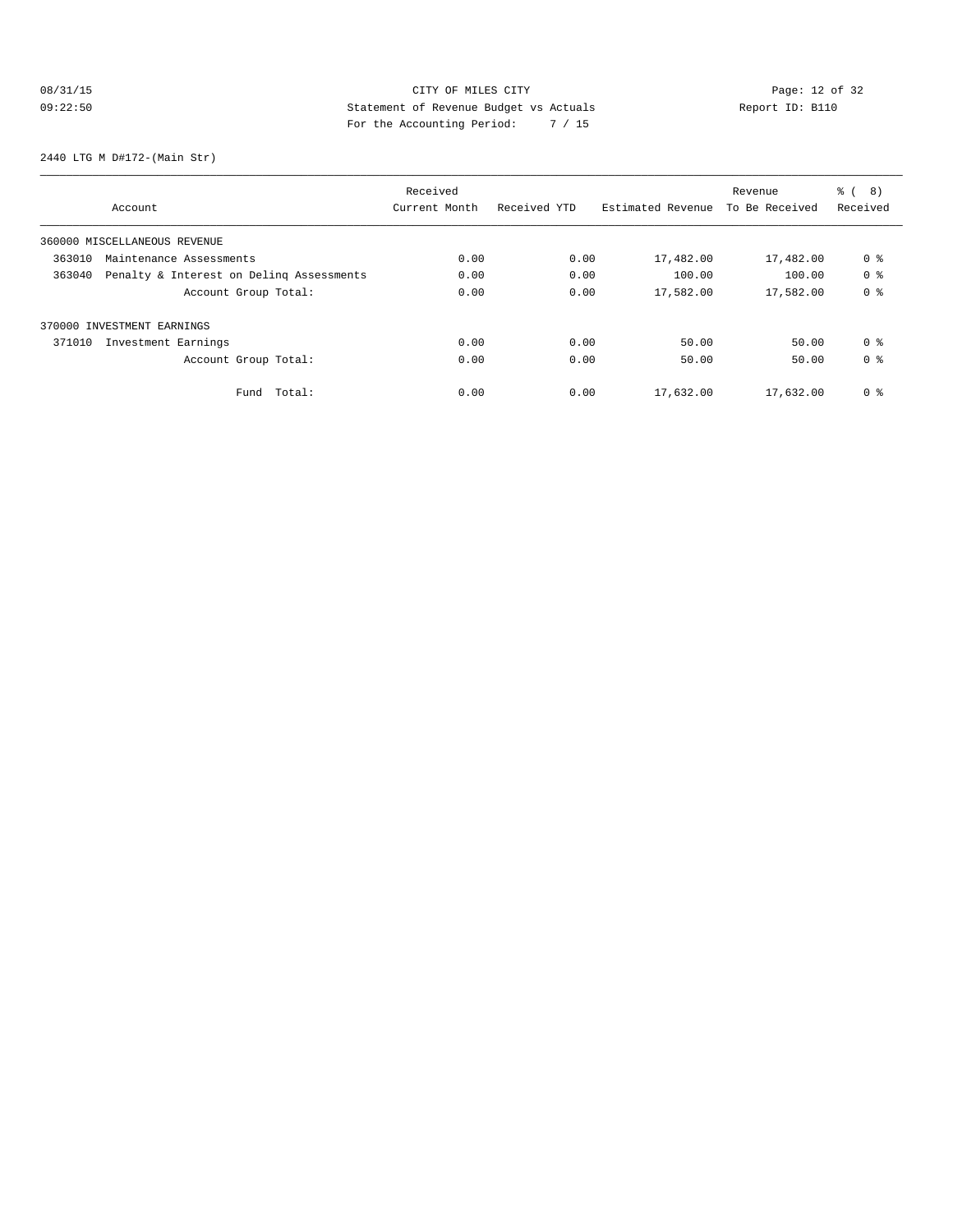CITY OF MILES CITY

Statement of Revenue Budget vs Actuals

For the Accounting Period: 7 / 15

08/31/15 09:22:50

Report ID: B110

2440 LTG M D#172-(Main Str)

| Account | Received Current Month | Received YTD | Estimated Revenue | Revenue To Be Received | % ( 8) Received |
|---|---|---|---|---|---|
| 360000 MISCELLANEOUS REVENUE | | | | | |
| 363010 Maintenance Assessments | 0.00 | 0.00 | 17,482.00 | 17,482.00 | 0 % |
| 363040 Penalty & Interest on Delinq Assessments | 0.00 | 0.00 | 100.00 | 100.00 | 0 % |
| Account Group Total: | 0.00 | 0.00 | 17,582.00 | 17,582.00 | 0 % |
| 370000 INVESTMENT EARNINGS | | | | | |
| 371010 Investment Earnings | 0.00 | 0.00 | 50.00 | 50.00 | 0 % |
| Account Group Total: | 0.00 | 0.00 | 50.00 | 50.00 | 0 % |
| Fund Total: | 0.00 | 0.00 | 17,632.00 | 17,632.00 | 0 % |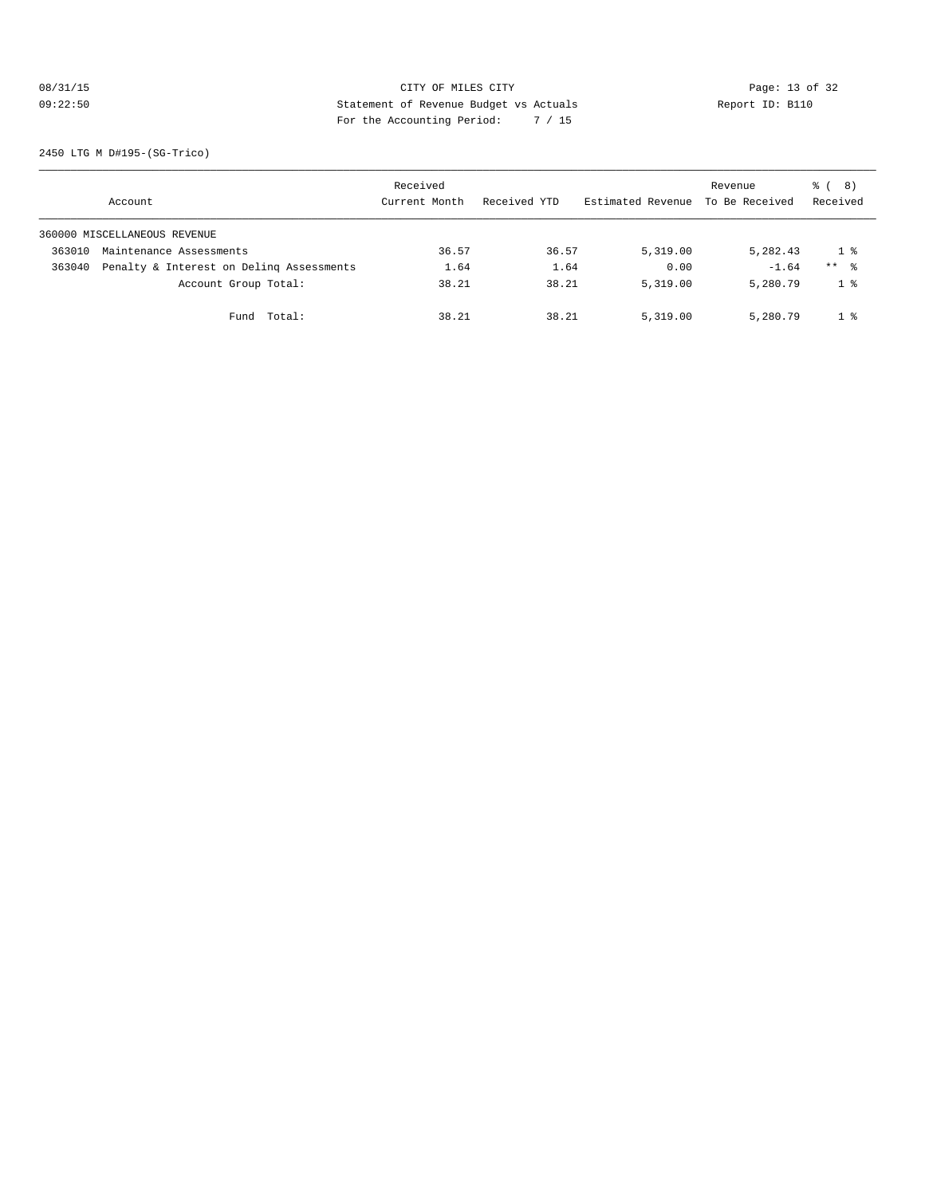CITY OF MILES CITY
Statement of Revenue Budget vs Actuals
For the Accounting Period: 7 / 15

08/31/15
09:22:50

Report ID: B110

2450 LTG M D#195-(SG-Trico)

| Account | Received Current Month | Received YTD | Estimated Revenue | Revenue To Be Received | % ( 8) Received |
|---|---|---|---|---|---|
| 360000 MISCELLANEOUS REVENUE | | | | | |
| 363010 Maintenance Assessments | 36.57 | 36.57 | 5,319.00 | 5,282.43 | 1 % |
| 363040 Penalty & Interest on Delinq Assessments | 1.64 | 1.64 | 0.00 | -1.64 | ** % |
| Account Group Total: | 38.21 | 38.21 | 5,319.00 | 5,280.79 | 1 % |
| Fund Total: | 38.21 | 38.21 | 5,319.00 | 5,280.79 | 1 % |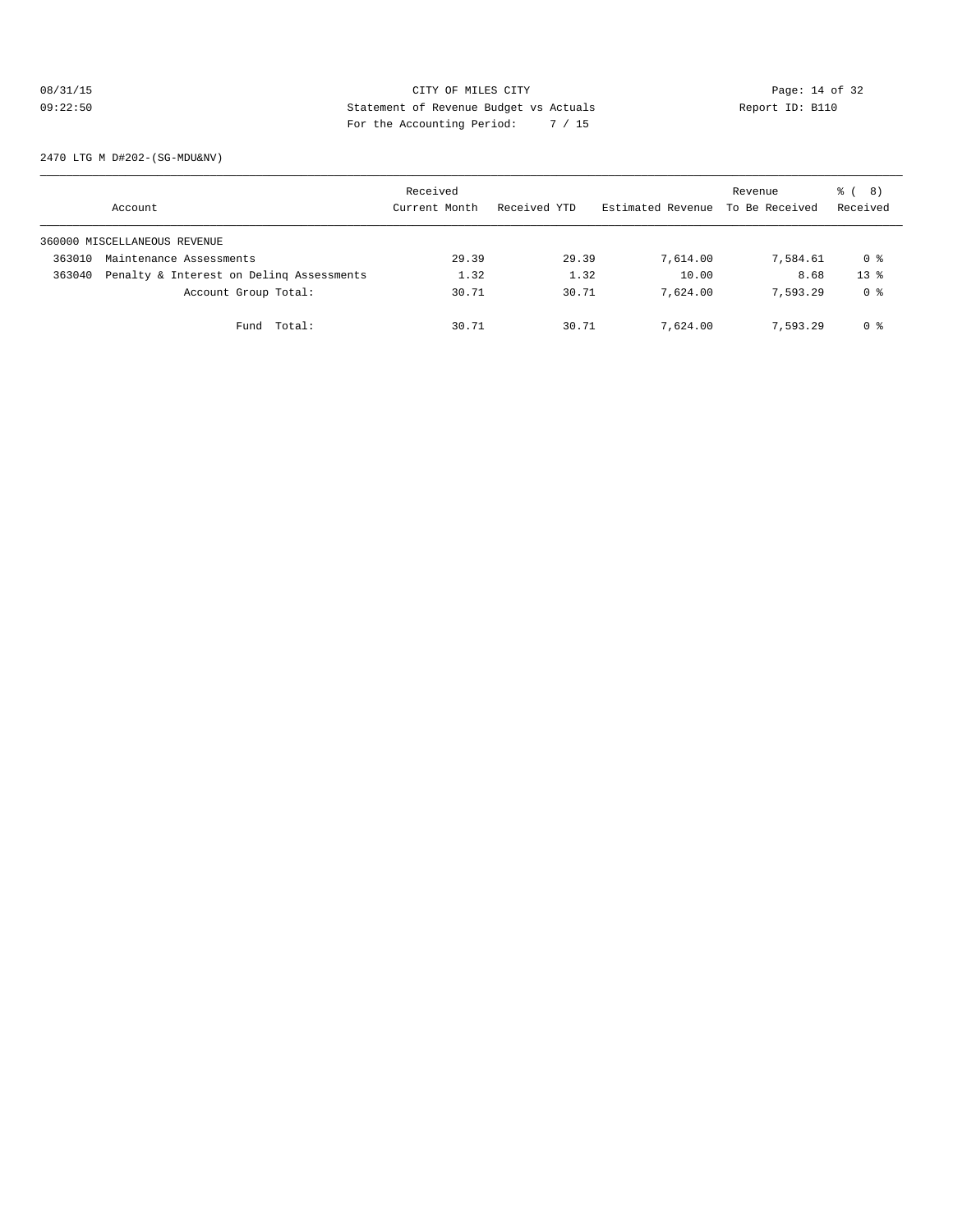CITY OF MILES CITY

Statement of Revenue Budget vs Actuals

For the Accounting Period: 7 / 15

08/31/15 09:22:50 Report ID: B110

2470 LTG M D#202-(SG-MDU&NV)

| Account | Received Current Month | Received YTD | Estimated Revenue | Revenue To Be Received | % ( 8) Received |
|---|---|---|---|---|---|
| 360000 MISCELLANEOUS REVENUE | | | | | |
| 363010 Maintenance Assessments | 29.39 | 29.39 | 7,614.00 | 7,584.61 | 0 % |
| 363040 Penalty & Interest on Delinq Assessments | 1.32 | 1.32 | 10.00 | 8.68 | 13 % |
| Account Group Total: | 30.71 | 30.71 | 7,624.00 | 7,593.29 | 0 % |
| Fund Total: | 30.71 | 30.71 | 7,624.00 | 7,593.29 | 0 % |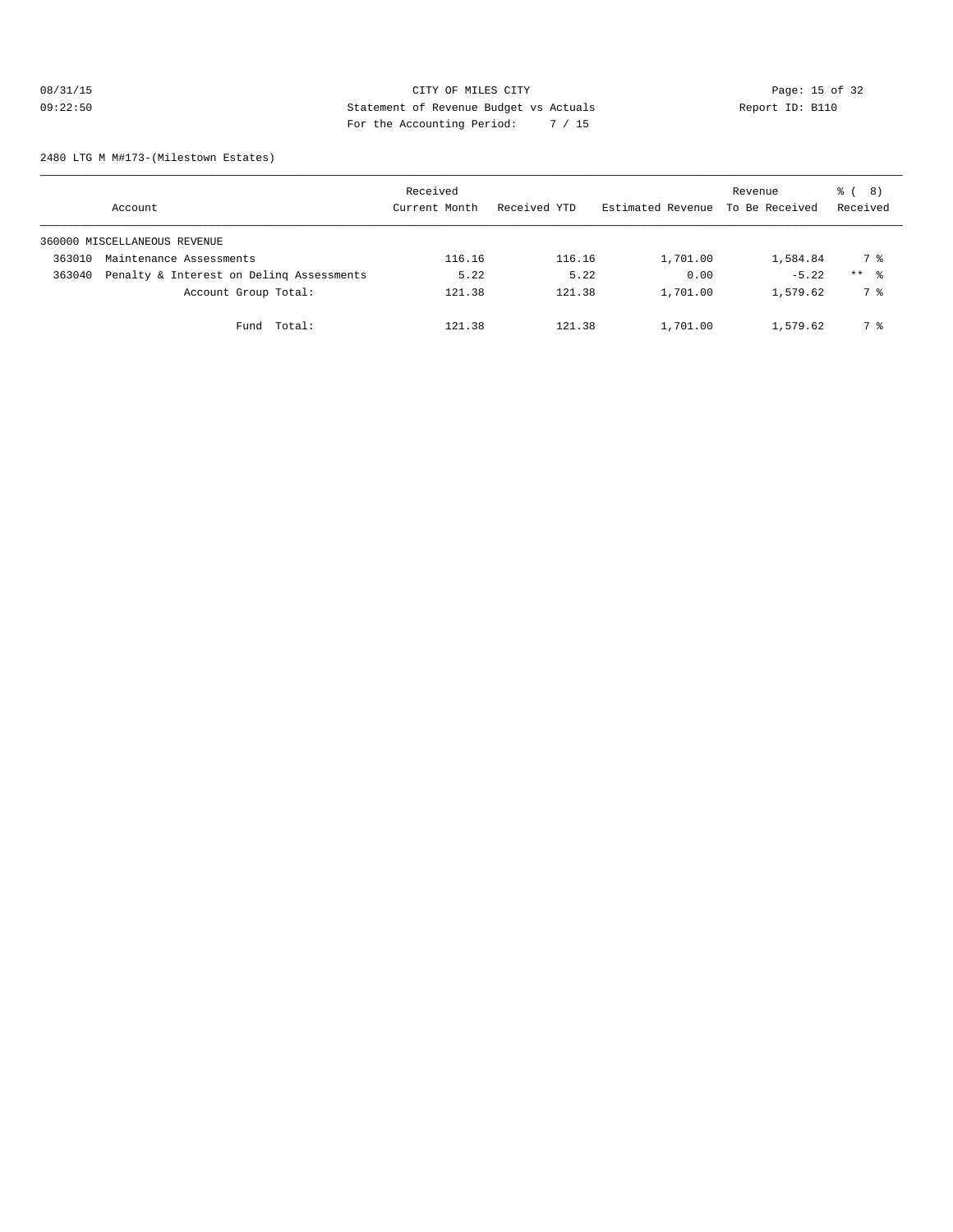CITY OF MILES CITY
Statement of Revenue Budget vs Actuals
For the Accounting Period: 7 / 15

08/31/15
09:22:50

Report ID: B110

2480 LTG M M#173-(Milestown Estates)

| Account | Received Current Month | Received YTD | Estimated Revenue | Revenue To Be Received | % ( 8) Received |
|---|---|---|---|---|---|
| 360000 MISCELLANEOUS REVENUE | | | | | |
| 363010 Maintenance Assessments | 116.16 | 116.16 | 1,701.00 | 1,584.84 | 7 % |
| 363040 Penalty & Interest on Delinq Assessments | 5.22 | 5.22 | 0.00 | -5.22 | ** % |
| Account Group Total: | 121.38 | 121.38 | 1,701.00 | 1,579.62 | 7 % |
| Fund Total: | 121.38 | 121.38 | 1,701.00 | 1,579.62 | 7 % |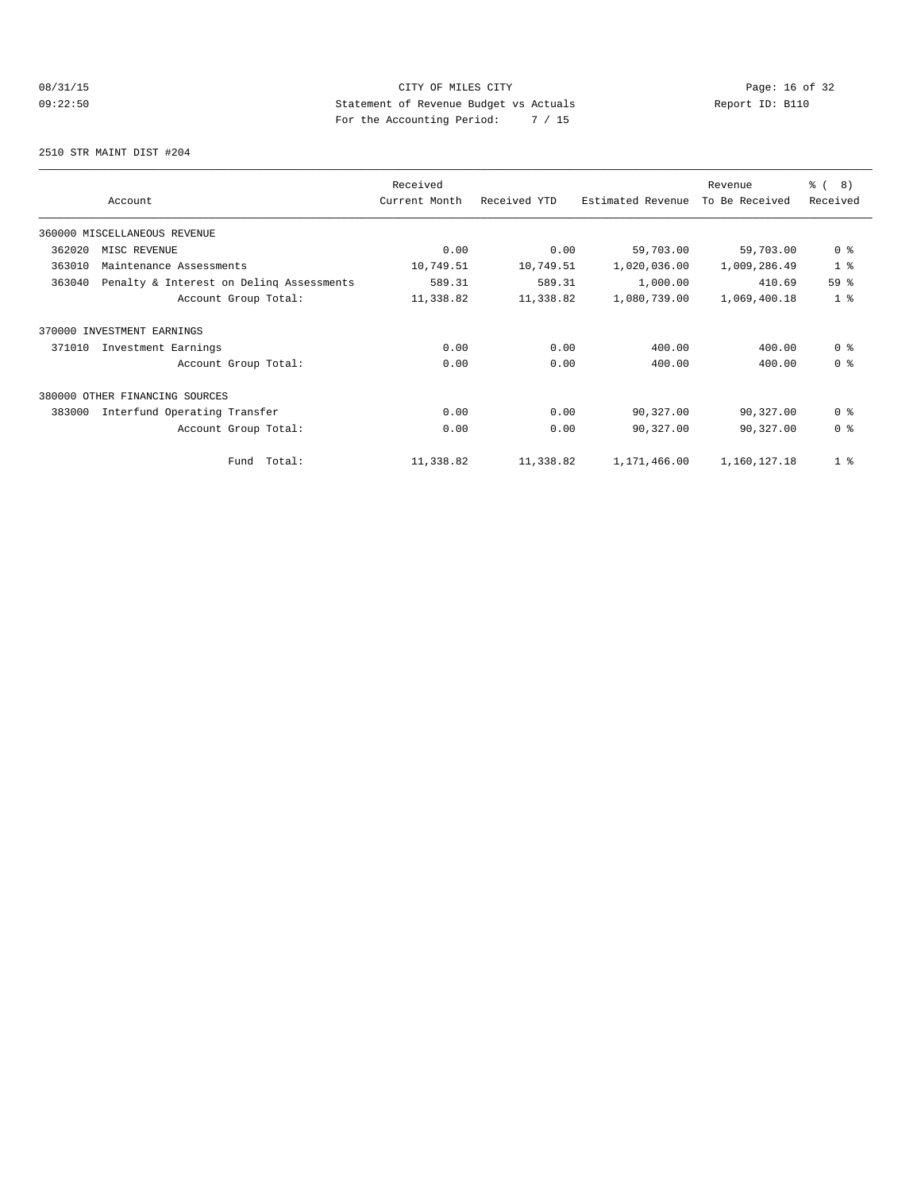CITY OF MILES CITY
Statement of Revenue Budget vs Actuals
For the Accounting Period: 7 / 15

2510 STR MAINT DIST #204

| Account | Received Current Month | Received YTD | Estimated Revenue | Revenue To Be Received | % ( 8) Received |
|---|---|---|---|---|---|
| 360000 MISCELLANEOUS REVENUE | | | | | |
| 362020 MISC REVENUE | 0.00 | 0.00 | 59,703.00 | 59,703.00 | 0 % |
| 363010 Maintenance Assessments | 10,749.51 | 10,749.51 | 1,020,036.00 | 1,009,286.49 | 1 % |
| 363040 Penalty & Interest on Delinq Assessments | 589.31 | 589.31 | 1,000.00 | 410.69 | 59 % |
| Account Group Total: | 11,338.82 | 11,338.82 | 1,080,739.00 | 1,069,400.18 | 1 % |
| 370000 INVESTMENT EARNINGS | | | | | |
| 371010 Investment Earnings | 0.00 | 0.00 | 400.00 | 400.00 | 0 % |
| Account Group Total: | 0.00 | 0.00 | 400.00 | 400.00 | 0 % |
| 380000 OTHER FINANCING SOURCES | | | | | |
| 383000 Interfund Operating Transfer | 0.00 | 0.00 | 90,327.00 | 90,327.00 | 0 % |
| Account Group Total: | 0.00 | 0.00 | 90,327.00 | 90,327.00 | 0 % |
| Fund Total: | 11,338.82 | 11,338.82 | 1,171,466.00 | 1,160,127.18 | 1 % |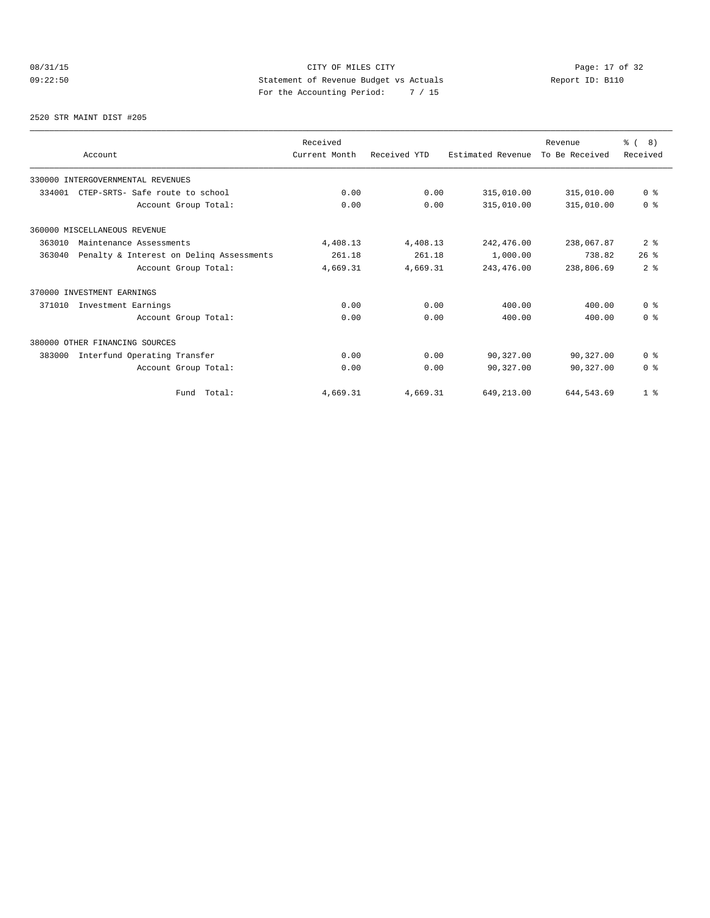CITY OF MILES CITY

Statement of Revenue Budget vs Actuals

For the Accounting Period: 7 / 15

08/31/15 09:22:50 — Report ID: B110

2520 STR MAINT DIST #205

| Account | Received Current Month | Received YTD | Estimated Revenue | Revenue To Be Received | % ( 8) Received |
|---|---|---|---|---|---|
| 330000 INTERGOVERNMENTAL REVENUES | | | | | |
| 334001 CTEP-SRTS- Safe route to school | 0.00 | 0.00 | 315,010.00 | 315,010.00 | 0 % |
| Account Group Total: | 0.00 | 0.00 | 315,010.00 | 315,010.00 | 0 % |
| 360000 MISCELLANEOUS REVENUE | | | | | |
| 363010 Maintenance Assessments | 4,408.13 | 4,408.13 | 242,476.00 | 238,067.87 | 2 % |
| 363040 Penalty & Interest on Delinq Assessments | 261.18 | 261.18 | 1,000.00 | 738.82 | 26 % |
| Account Group Total: | 4,669.31 | 4,669.31 | 243,476.00 | 238,806.69 | 2 % |
| 370000 INVESTMENT EARNINGS | | | | | |
| 371010 Investment Earnings | 0.00 | 0.00 | 400.00 | 400.00 | 0 % |
| Account Group Total: | 0.00 | 0.00 | 400.00 | 400.00 | 0 % |
| 380000 OTHER FINANCING SOURCES | | | | | |
| 383000 Interfund Operating Transfer | 0.00 | 0.00 | 90,327.00 | 90,327.00 | 0 % |
| Account Group Total: | 0.00 | 0.00 | 90,327.00 | 90,327.00 | 0 % |
| Fund Total: | 4,669.31 | 4,669.31 | 649,213.00 | 644,543.69 | 1 % |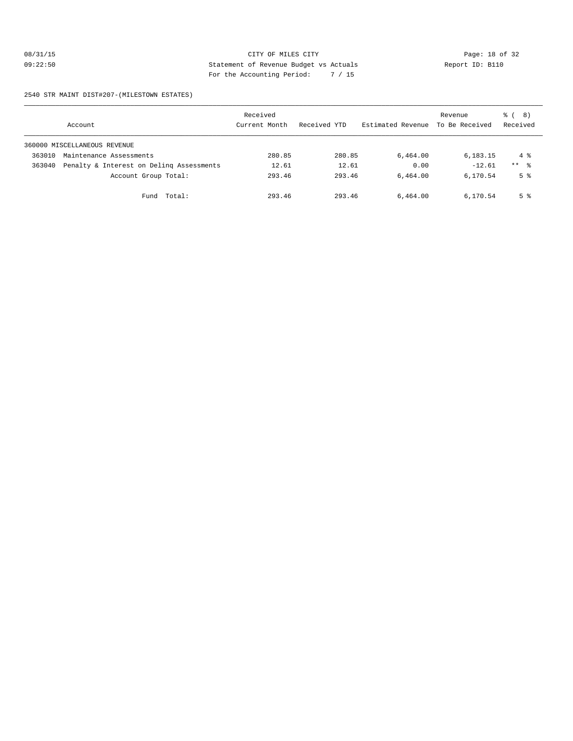CITY OF MILES CITY

Statement of Revenue Budget vs Actuals

For the Accounting Period: 7 / 15

2540 STR MAINT DIST#207-(MILESTOWN ESTATES)

| Account | | Received Current Month | Received YTD | Estimated Revenue | Revenue To Be Received | % ( 8) Received |
|---|---|---|---|---|---|---|
| 360000 MISCELLANEOUS REVENUE | | | | | | |
| 363010 | Maintenance Assessments | 280.85 | 280.85 | 6,464.00 | 6,183.15 | 4 % |
| 363040 | Penalty & Interest on Delinq Assessments | 12.61 | 12.61 | 0.00 | -12.61 | ** % |
| | Account Group Total: | 293.46 | 293.46 | 6,464.00 | 6,170.54 | 5 % |
| | Fund Total: | 293.46 | 293.46 | 6,464.00 | 6,170.54 | 5 % |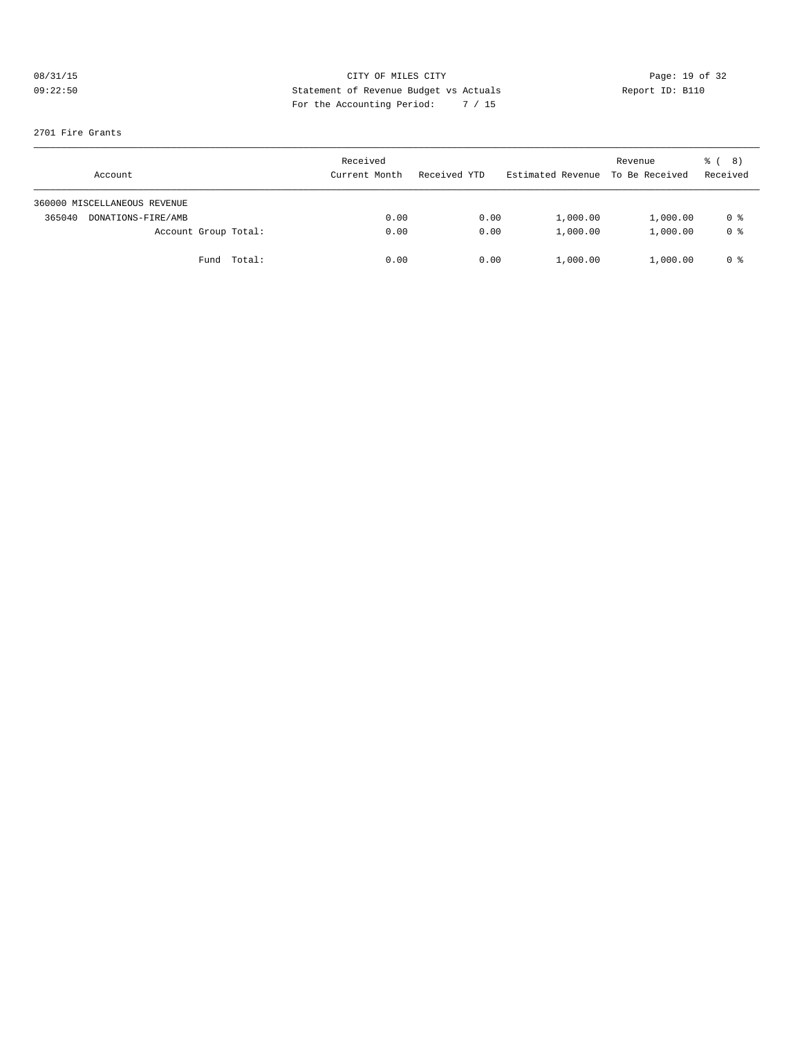CITY OF MILES CITY
Statement of Revenue Budget vs Actuals
For the Accounting Period: 7 / 15

08/31/15
09:22:50

Report ID: B110

2701 Fire Grants

| Account | Received Current Month | Received YTD | Estimated Revenue | Revenue To Be Received | % ( 8) Received |
|---|---|---|---|---|---|
| 360000 MISCELLANEOUS REVENUE | | | | | |
| 365040 DONATIONS-FIRE/AMB | 0.00 | 0.00 | 1,000.00 | 1,000.00 | 0 % |
| Account Group Total: | 0.00 | 0.00 | 1,000.00 | 1,000.00 | 0 % |
| Fund Total: | 0.00 | 0.00 | 1,000.00 | 1,000.00 | 0 % |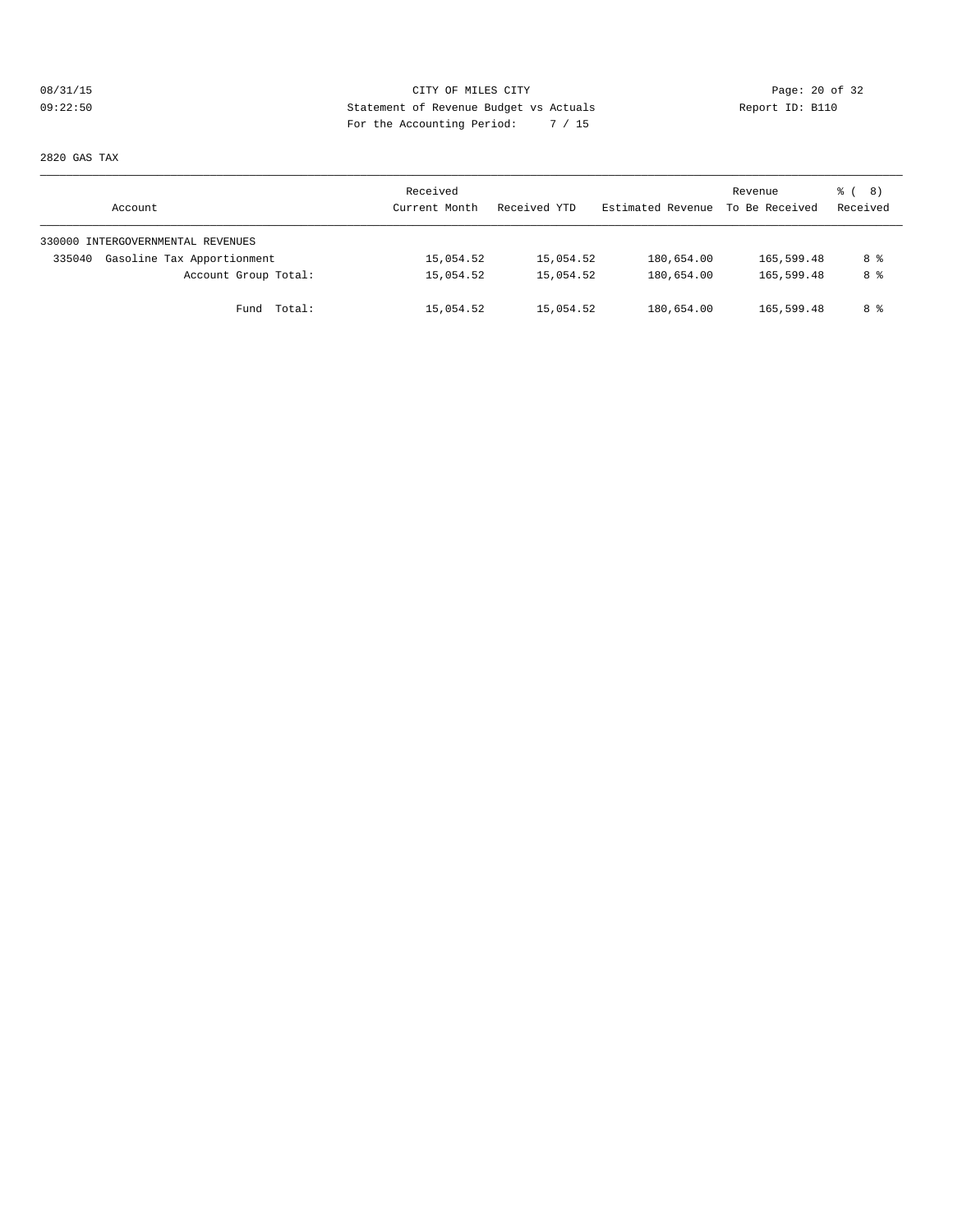CITY OF MILES CITY
Statement of Revenue Budget vs Actuals
For the Accounting Period: 7 / 15

08/31/15
09:22:50

Report ID: B110

2820 GAS TAX

| Account | Received Current Month | Received YTD | Estimated Revenue | Revenue To Be Received | % ( 8) Received |
|---|---|---|---|---|---|
| 330000 INTERGOVERNMENTAL REVENUES | | | | | |
| 335040 Gasoline Tax Apportionment | 15,054.52 | 15,054.52 | 180,654.00 | 165,599.48 | 8 % |
| Account Group Total: | 15,054.52 | 15,054.52 | 180,654.00 | 165,599.48 | 8 % |
| Fund Total: | 15,054.52 | 15,054.52 | 180,654.00 | 165,599.48 | 8 % |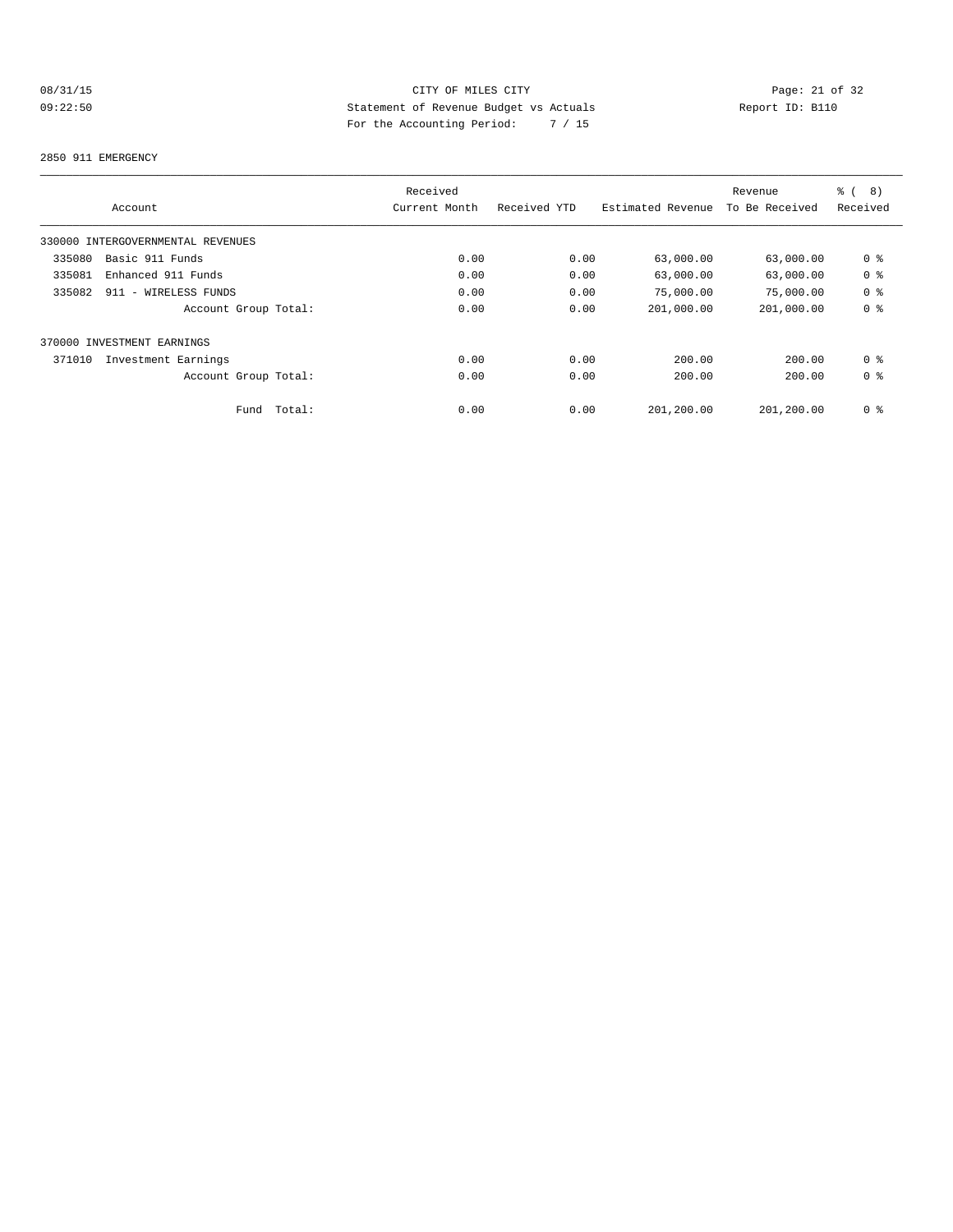CITY OF MILES CITY
Statement of Revenue Budget vs Actuals
For the Accounting Period: 7 / 15

2850 911 EMERGENCY

| Account | Received Current Month | Received YTD | Estimated Revenue | Revenue To Be Received | % ( 8) Received |
|---|---|---|---|---|---|
| 330000 INTERGOVERNMENTAL REVENUES | | | | | |
| 335080 Basic 911 Funds | 0.00 | 0.00 | 63,000.00 | 63,000.00 | 0 % |
| 335081 Enhanced 911 Funds | 0.00 | 0.00 | 63,000.00 | 63,000.00 | 0 % |
| 335082 911 - WIRELESS FUNDS | 0.00 | 0.00 | 75,000.00 | 75,000.00 | 0 % |
| Account Group Total: | 0.00 | 0.00 | 201,000.00 | 201,000.00 | 0 % |
| 370000 INVESTMENT EARNINGS | | | | | |
| 371010 Investment Earnings | 0.00 | 0.00 | 200.00 | 200.00 | 0 % |
| Account Group Total: | 0.00 | 0.00 | 200.00 | 200.00 | 0 % |
| Fund Total: | 0.00 | 0.00 | 201,200.00 | 201,200.00 | 0 % |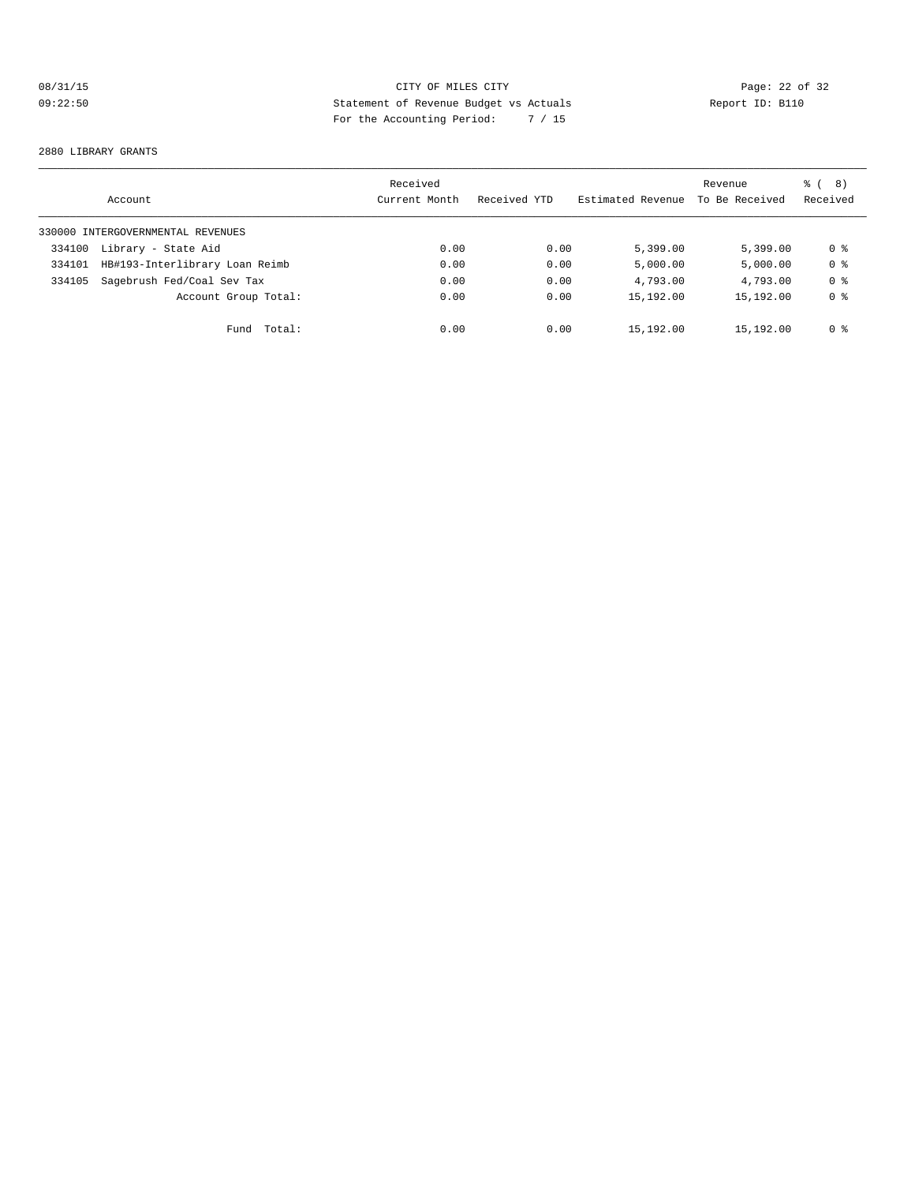CITY OF MILES CITY
Statement of Revenue Budget vs Actuals
For the Accounting Period: 7 / 15

08/31/15 09:22:50 Report ID: B110

2880 LIBRARY GRANTS

| Account | Received Current Month | Received YTD | Estimated Revenue | Revenue To Be Received | % ( 8) Received |
|---|---|---|---|---|---|
| 330000 INTERGOVERNMENTAL REVENUES | | | | | |
| 334100 Library - State Aid | 0.00 | 0.00 | 5,399.00 | 5,399.00 | 0 % |
| 334101 HB#193-Interlibrary Loan Reimb | 0.00 | 0.00 | 5,000.00 | 5,000.00 | 0 % |
| 334105 Sagebrush Fed/Coal Sev Tax | 0.00 | 0.00 | 4,793.00 | 4,793.00 | 0 % |
| Account Group Total: | 0.00 | 0.00 | 15,192.00 | 15,192.00 | 0 % |
| Fund Total: | 0.00 | 0.00 | 15,192.00 | 15,192.00 | 0 % |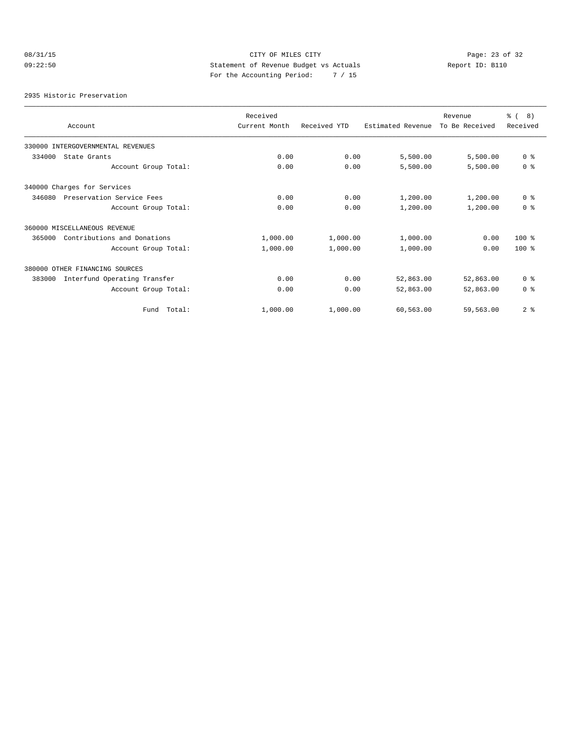08/31/15 CITY OF MILES CITY

09:22:50 Statement of Revenue Budget vs Actuals Report ID: B110

For the Accounting Period: 7 / 15

2935 Historic Preservation

| Account | Received Current Month | Received YTD | Estimated Revenue | Revenue To Be Received | % ( 8) Received |
|---|---|---|---|---|---|
| 330000 INTERGOVERNMENTAL REVENUES | | | | | |
| 334000 State Grants | 0.00 | 0.00 | 5,500.00 | 5,500.00 | 0 % |
| Account Group Total: | 0.00 | 0.00 | 5,500.00 | 5,500.00 | 0 % |
| 340000 Charges for Services | | | | | |
| 346080 Preservation Service Fees | 0.00 | 0.00 | 1,200.00 | 1,200.00 | 0 % |
| Account Group Total: | 0.00 | 0.00 | 1,200.00 | 1,200.00 | 0 % |
| 360000 MISCELLANEOUS REVENUE | | | | | |
| 365000 Contributions and Donations | 1,000.00 | 1,000.00 | 1,000.00 | 0.00 | 100 % |
| Account Group Total: | 1,000.00 | 1,000.00 | 1,000.00 | 0.00 | 100 % |
| 380000 OTHER FINANCING SOURCES | | | | | |
| 383000 Interfund Operating Transfer | 0.00 | 0.00 | 52,863.00 | 52,863.00 | 0 % |
| Account Group Total: | 0.00 | 0.00 | 52,863.00 | 52,863.00 | 0 % |
| Fund Total: | 1,000.00 | 1,000.00 | 60,563.00 | 59,563.00 | 2 % |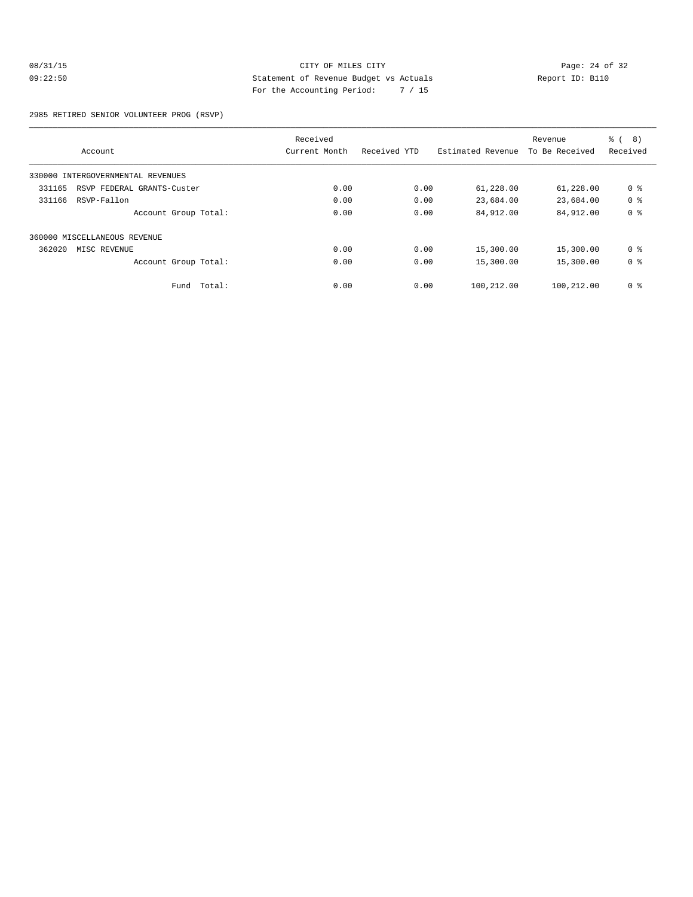CITY OF MILES CITY
Statement of Revenue Budget vs Actuals
For the Accounting Period: 7 / 15

08/31/15
09:22:50

Report ID: B110

2985 RETIRED SENIOR VOLUNTEER PROG (RSVP)

| Account | Received Current Month | Received YTD | Estimated Revenue | Revenue To Be Received | % ( 8) Received |
|---|---|---|---|---|---|
| 330000 INTERGOVERNMENTAL REVENUES | | | | | |
| 331165 RSVP FEDERAL GRANTS-Custer | 0.00 | 0.00 | 61,228.00 | 61,228.00 | 0 % |
| 331166 RSVP-Fallon | 0.00 | 0.00 | 23,684.00 | 23,684.00 | 0 % |
| Account Group Total: | 0.00 | 0.00 | 84,912.00 | 84,912.00 | 0 % |
| 360000 MISCELLANEOUS REVENUE | | | | | |
| 362020 MISC REVENUE | 0.00 | 0.00 | 15,300.00 | 15,300.00 | 0 % |
| Account Group Total: | 0.00 | 0.00 | 15,300.00 | 15,300.00 | 0 % |
| Fund Total: | 0.00 | 0.00 | 100,212.00 | 100,212.00 | 0 % |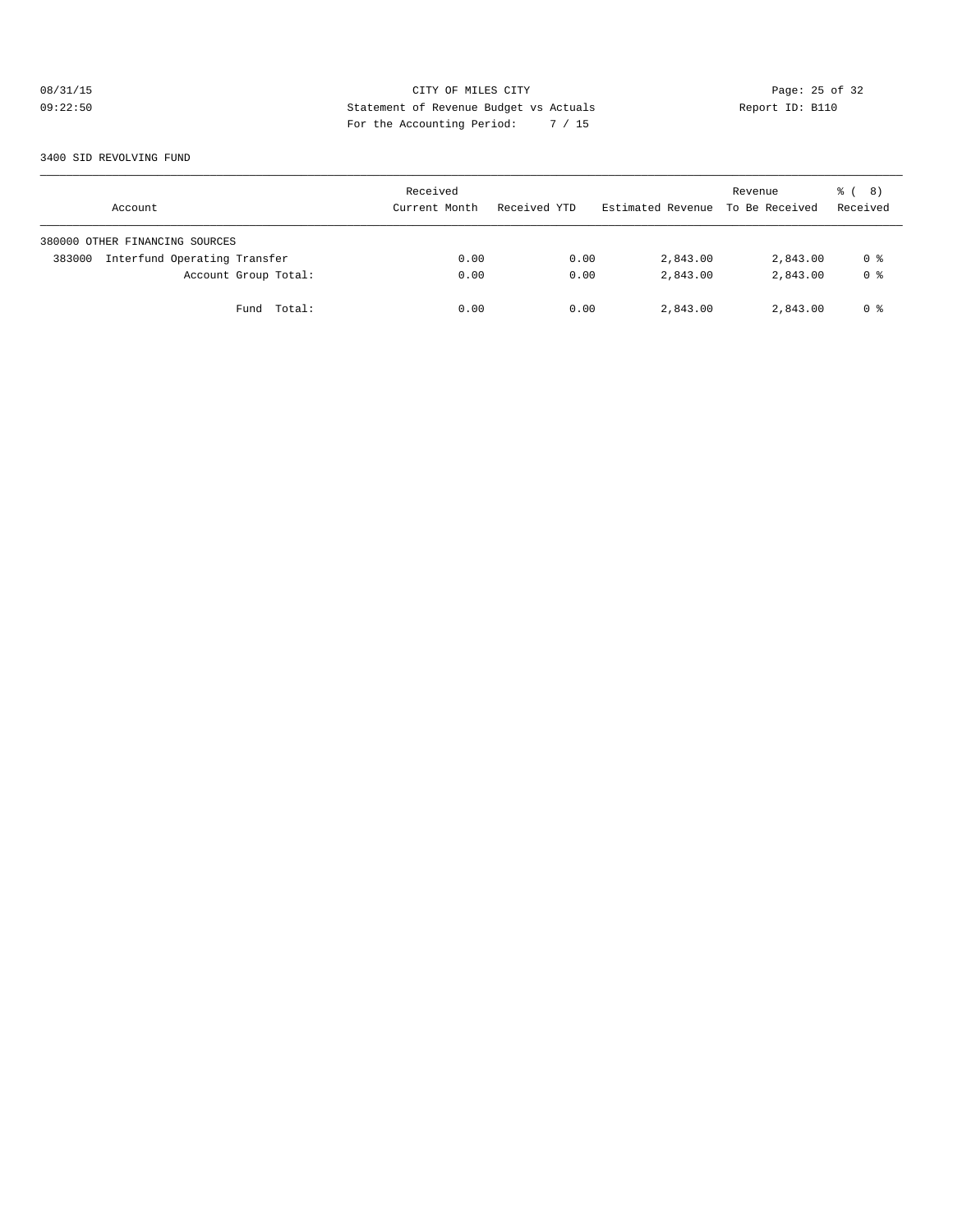CITY OF MILES CITY
Statement of Revenue Budget vs Actuals
For the Accounting Period: 7 / 15

08/31/15
09:22:50

Report ID: B110

3400 SID REVOLVING FUND

| Account | Received Current Month | Received YTD | Estimated Revenue | Revenue To Be Received | % ( 8) Received |
|---|---|---|---|---|---|
| 380000 OTHER FINANCING SOURCES | | | | | |
| 383000 Interfund Operating Transfer | 0.00 | 0.00 | 2,843.00 | 2,843.00 | 0 % |
| Account Group Total: | 0.00 | 0.00 | 2,843.00 | 2,843.00 | 0 % |
| Fund Total: | 0.00 | 0.00 | 2,843.00 | 2,843.00 | 0 % |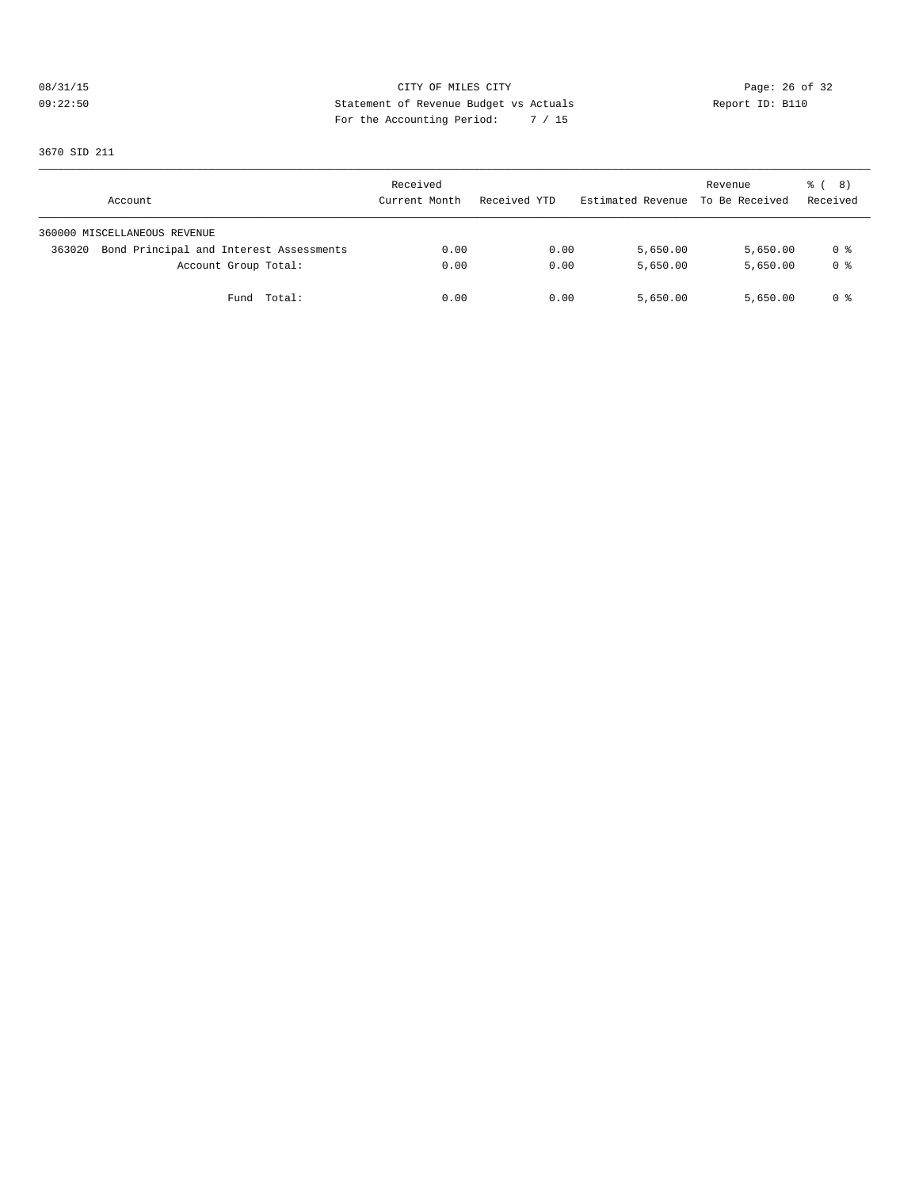CITY OF MILES CITY
Statement of Revenue Budget vs Actuals
For the Accounting Period: 7 / 15

08/31/15
09:22:50

Report ID: B110

3670 SID 211

| Account | Received Current Month | Received YTD | Estimated Revenue | Revenue To Be Received | % ( 8) Received |
|---|---|---|---|---|---|
| 360000 MISCELLANEOUS REVENUE | | | | | |
| 363020 Bond Principal and Interest Assessments | 0.00 | 0.00 | 5,650.00 | 5,650.00 | 0 % |
| Account Group Total: | 0.00 | 0.00 | 5,650.00 | 5,650.00 | 0 % |
| Fund Total: | 0.00 | 0.00 | 5,650.00 | 5,650.00 | 0 % |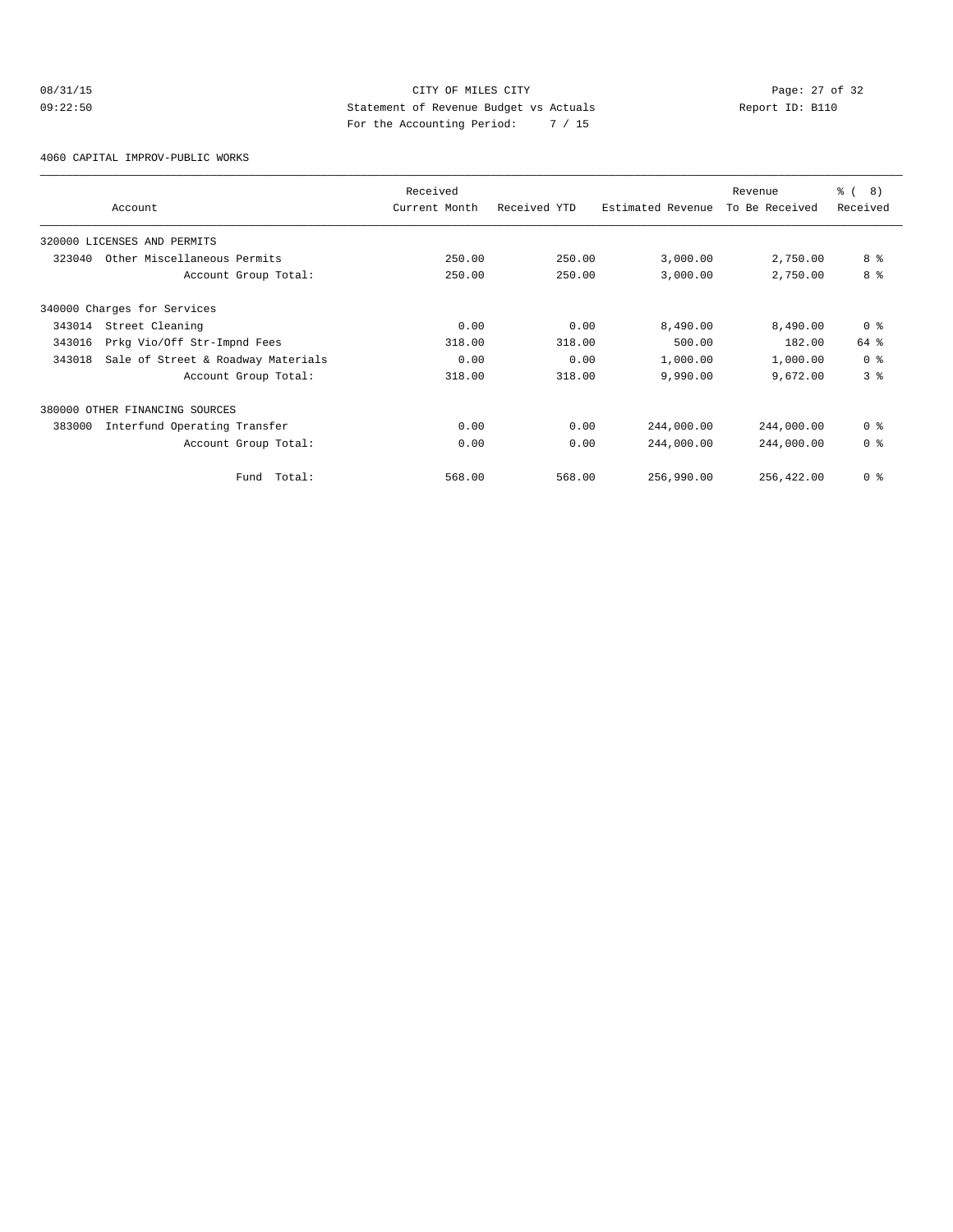CITY OF MILES CITY

Statement of Revenue Budget vs Actuals

For the Accounting Period: 7 / 15

08/31/15 09:22:50 Report ID: B110

4060 CAPITAL IMPROV-PUBLIC WORKS

| Account | Received Current Month | Received YTD | Estimated Revenue | Revenue To Be Received | % ( 8) Received |
|---|---|---|---|---|---|
| 320000 LICENSES AND PERMITS | | | | | |
| 323040 Other Miscellaneous Permits | 250.00 | 250.00 | 3,000.00 | 2,750.00 | 8 % |
| Account Group Total: | 250.00 | 250.00 | 3,000.00 | 2,750.00 | 8 % |
| 340000 Charges for Services | | | | | |
| 343014 Street Cleaning | 0.00 | 0.00 | 8,490.00 | 8,490.00 | 0 % |
| 343016 Prkg Vio/Off Str-Impnd Fees | 318.00 | 318.00 | 500.00 | 182.00 | 64 % |
| 343018 Sale of Street & Roadway Materials | 0.00 | 0.00 | 1,000.00 | 1,000.00 | 0 % |
| Account Group Total: | 318.00 | 318.00 | 9,990.00 | 9,672.00 | 3 % |
| 380000 OTHER FINANCING SOURCES | | | | | |
| 383000 Interfund Operating Transfer | 0.00 | 0.00 | 244,000.00 | 244,000.00 | 0 % |
| Account Group Total: | 0.00 | 0.00 | 244,000.00 | 244,000.00 | 0 % |
| Fund Total: | 568.00 | 568.00 | 256,990.00 | 256,422.00 | 0 % |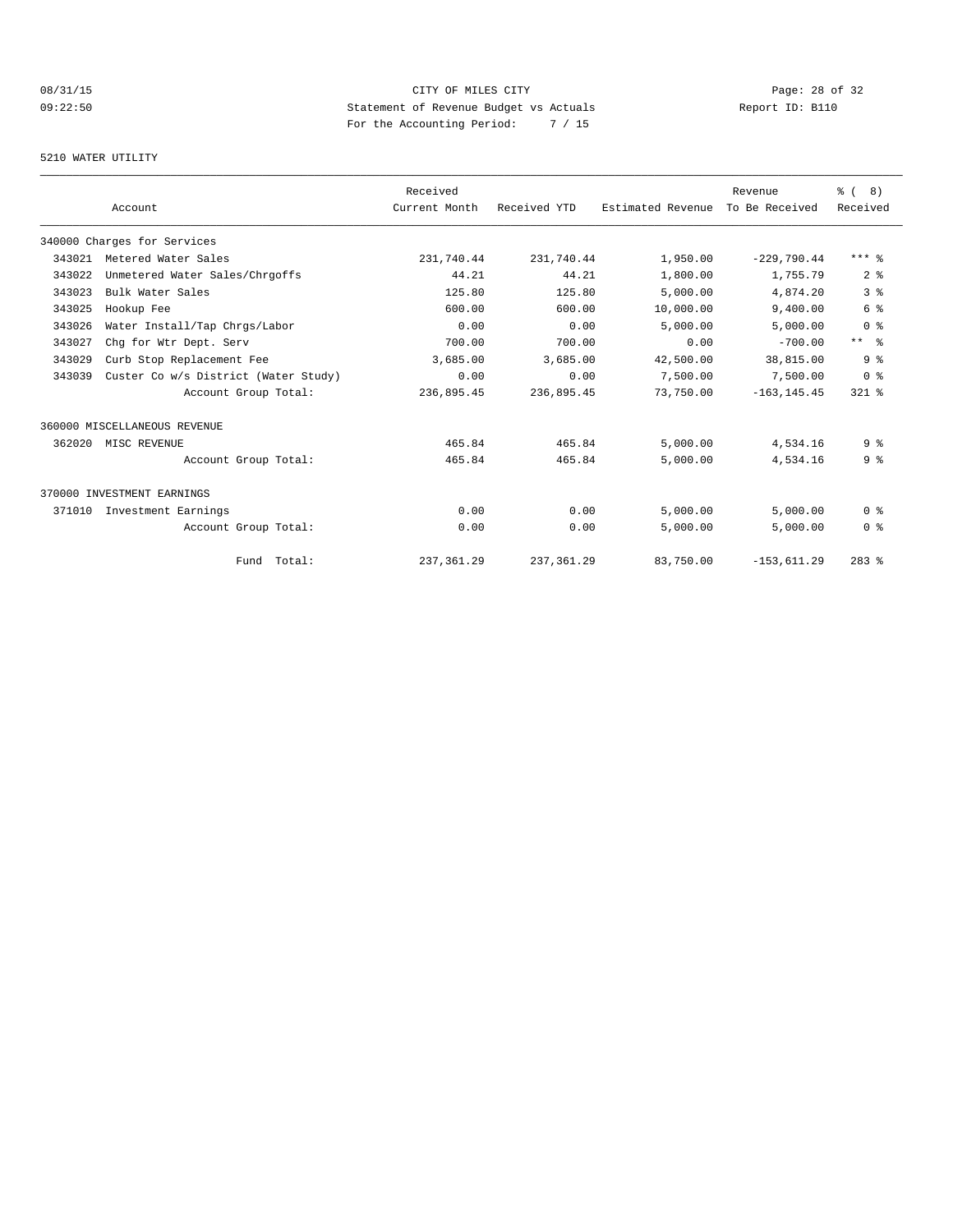CITY OF MILES CITY
Statement of Revenue Budget vs Actuals
For the Accounting Period: 7 / 15

08/31/15
09:22:50

Report ID: B110

5210 WATER UTILITY

| Account | | Received Current Month | Received YTD | Estimated Revenue | Revenue To Be Received | % ( 8) Received |
|---|---|---|---|---|---|---|
| 340000 Charges for Services | | | | | | |
| 343021 | Metered Water Sales | 231,740.44 | 231,740.44 | 1,950.00 | -229,790.44 | *** % |
| 343022 | Unmetered Water Sales/Chrgoffs | 44.21 | 44.21 | 1,800.00 | 1,755.79 | 2 % |
| 343023 | Bulk Water Sales | 125.80 | 125.80 | 5,000.00 | 4,874.20 | 3 % |
| 343025 | Hookup Fee | 600.00 | 600.00 | 10,000.00 | 9,400.00 | 6 % |
| 343026 | Water Install/Tap Chrgs/Labor | 0.00 | 0.00 | 5,000.00 | 5,000.00 | 0 % |
| 343027 | Chg for Wtr Dept. Serv | 700.00 | 700.00 | 0.00 | -700.00 | ** % |
| 343029 | Curb Stop Replacement Fee | 3,685.00 | 3,685.00 | 42,500.00 | 38,815.00 | 9 % |
| 343039 | Custer Co w/s District (Water Study) | 0.00 | 0.00 | 7,500.00 | 7,500.00 | 0 % |
| | Account Group Total: | 236,895.45 | 236,895.45 | 73,750.00 | -163,145.45 | 321 % |
| 360000 MISCELLANEOUS REVENUE | | | | | | |
| 362020 | MISC REVENUE | 465.84 | 465.84 | 5,000.00 | 4,534.16 | 9 % |
| | Account Group Total: | 465.84 | 465.84 | 5,000.00 | 4,534.16 | 9 % |
| 370000 INVESTMENT EARNINGS | | | | | | |
| 371010 | Investment Earnings | 0.00 | 0.00 | 5,000.00 | 5,000.00 | 0 % |
| | Account Group Total: | 0.00 | 0.00 | 5,000.00 | 5,000.00 | 0 % |
| | Fund Total: | 237,361.29 | 237,361.29 | 83,750.00 | -153,611.29 | 283 % |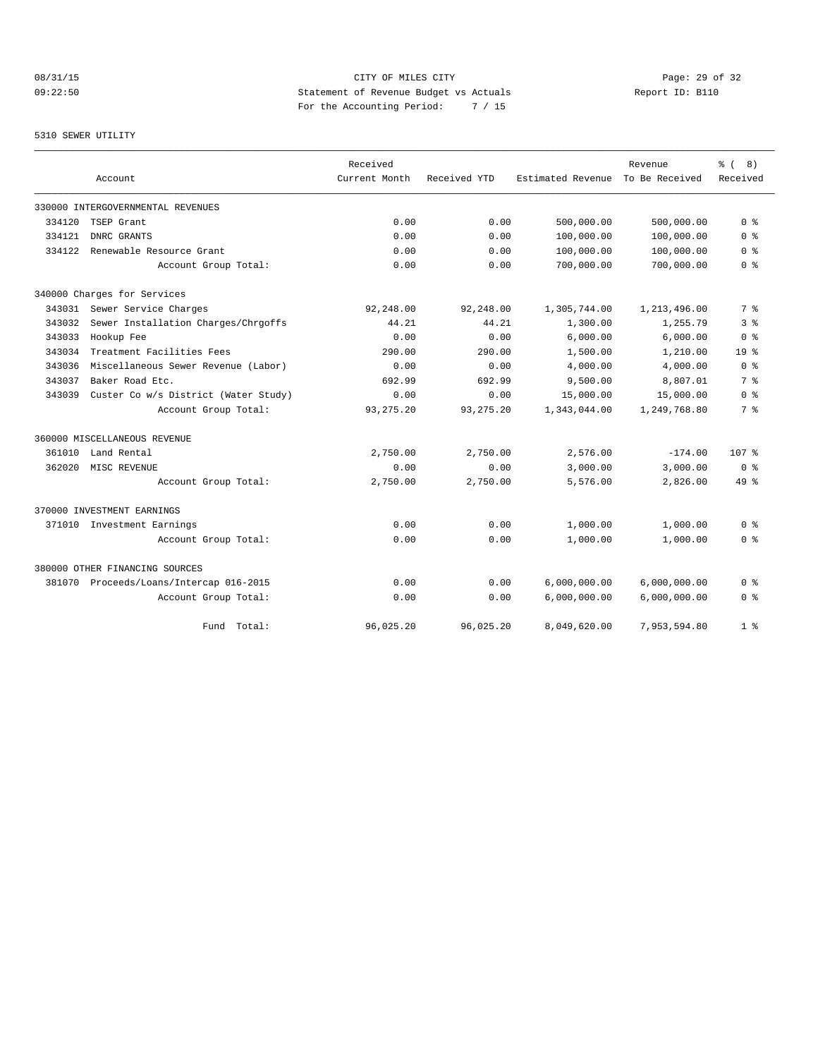CITY OF MILES CITY
Statement of Revenue Budget vs Actuals
For the Accounting Period: 7 / 15

08/31/15
09:22:50

Report ID: B110

5310 SEWER UTILITY

| Account | Received Current Month | Received YTD | Estimated Revenue | Revenue To Be Received | % ( 8) Received |
|---|---|---|---|---|---|
| 330000 INTERGOVERNMENTAL REVENUES | | | | | |
| 334120 TSEP Grant | 0.00 | 0.00 | 500,000.00 | 500,000.00 | 0 % |
| 334121 DNRC GRANTS | 0.00 | 0.00 | 100,000.00 | 100,000.00 | 0 % |
| 334122 Renewable Resource Grant | 0.00 | 0.00 | 100,000.00 | 100,000.00 | 0 % |
| Account Group Total: | 0.00 | 0.00 | 700,000.00 | 700,000.00 | 0 % |
| 340000 Charges for Services | | | | | |
| 343031 Sewer Service Charges | 92,248.00 | 92,248.00 | 1,305,744.00 | 1,213,496.00 | 7 % |
| 343032 Sewer Installation Charges/Chrgoffs | 44.21 | 44.21 | 1,300.00 | 1,255.79 | 3 % |
| 343033 Hookup Fee | 0.00 | 0.00 | 6,000.00 | 6,000.00 | 0 % |
| 343034 Treatment Facilities Fees | 290.00 | 290.00 | 1,500.00 | 1,210.00 | 19 % |
| 343036 Miscellaneous Sewer Revenue (Labor) | 0.00 | 0.00 | 4,000.00 | 4,000.00 | 0 % |
| 343037 Baker Road Etc. | 692.99 | 692.99 | 9,500.00 | 8,807.01 | 7 % |
| 343039 Custer Co w/s District (Water Study) | 0.00 | 0.00 | 15,000.00 | 15,000.00 | 0 % |
| Account Group Total: | 93,275.20 | 93,275.20 | 1,343,044.00 | 1,249,768.80 | 7 % |
| 360000 MISCELLANEOUS REVENUE | | | | | |
| 361010 Land Rental | 2,750.00 | 2,750.00 | 2,576.00 | -174.00 | 107 % |
| 362020 MISC REVENUE | 0.00 | 0.00 | 3,000.00 | 3,000.00 | 0 % |
| Account Group Total: | 2,750.00 | 2,750.00 | 5,576.00 | 2,826.00 | 49 % |
| 370000 INVESTMENT EARNINGS | | | | | |
| 371010 Investment Earnings | 0.00 | 0.00 | 1,000.00 | 1,000.00 | 0 % |
| Account Group Total: | 0.00 | 0.00 | 1,000.00 | 1,000.00 | 0 % |
| 380000 OTHER FINANCING SOURCES | | | | | |
| 381070 Proceeds/Loans/Intercap 016-2015 | 0.00 | 0.00 | 6,000,000.00 | 6,000,000.00 | 0 % |
| Account Group Total: | 0.00 | 0.00 | 6,000,000.00 | 6,000,000.00 | 0 % |
| Fund Total: | 96,025.20 | 96,025.20 | 8,049,620.00 | 7,953,594.80 | 1 % |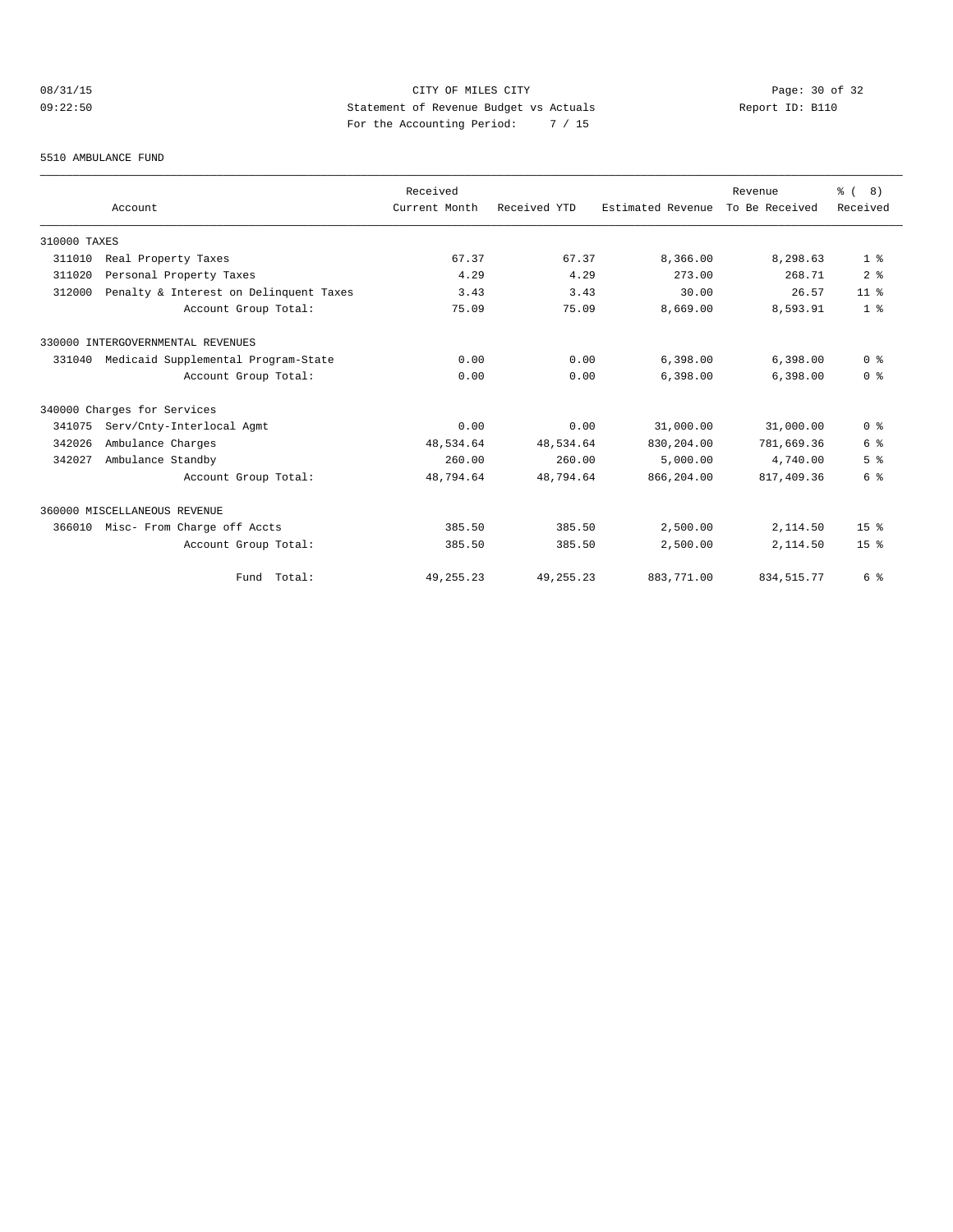CITY OF MILES CITY
Statement of Revenue Budget vs Actuals
For the Accounting Period: 7 / 15

08/31/15 09:22:50 Report ID: B110

5510 AMBULANCE FUND

| Account | Received Current Month | Received YTD | Estimated Revenue | Revenue To Be Received | % ( 8) Received |
|---|---|---|---|---|---|
| 310000 TAXES | | | | | |
| 311010 Real Property Taxes | 67.37 | 67.37 | 8,366.00 | 8,298.63 | 1 % |
| 311020 Personal Property Taxes | 4.29 | 4.29 | 273.00 | 268.71 | 2 % |
| 312000 Penalty & Interest on Delinquent Taxes | 3.43 | 3.43 | 30.00 | 26.57 | 11 % |
| Account Group Total: | 75.09 | 75.09 | 8,669.00 | 8,593.91 | 1 % |
| 330000 INTERGOVERNMENTAL REVENUES | | | | | |
| 331040 Medicaid Supplemental Program-State | 0.00 | 0.00 | 6,398.00 | 6,398.00 | 0 % |
| Account Group Total: | 0.00 | 0.00 | 6,398.00 | 6,398.00 | 0 % |
| 340000 Charges for Services | | | | | |
| 341075 Serv/Cnty-Interlocal Agmt | 0.00 | 0.00 | 31,000.00 | 31,000.00 | 0 % |
| 342026 Ambulance Charges | 48,534.64 | 48,534.64 | 830,204.00 | 781,669.36 | 6 % |
| 342027 Ambulance Standby | 260.00 | 260.00 | 5,000.00 | 4,740.00 | 5 % |
| Account Group Total: | 48,794.64 | 48,794.64 | 866,204.00 | 817,409.36 | 6 % |
| 360000 MISCELLANEOUS REVENUE | | | | | |
| 366010 Misc- From Charge off Accts | 385.50 | 385.50 | 2,500.00 | 2,114.50 | 15 % |
| Account Group Total: | 385.50 | 385.50 | 2,500.00 | 2,114.50 | 15 % |
| Fund Total: | 49,255.23 | 49,255.23 | 883,771.00 | 834,515.77 | 6 % |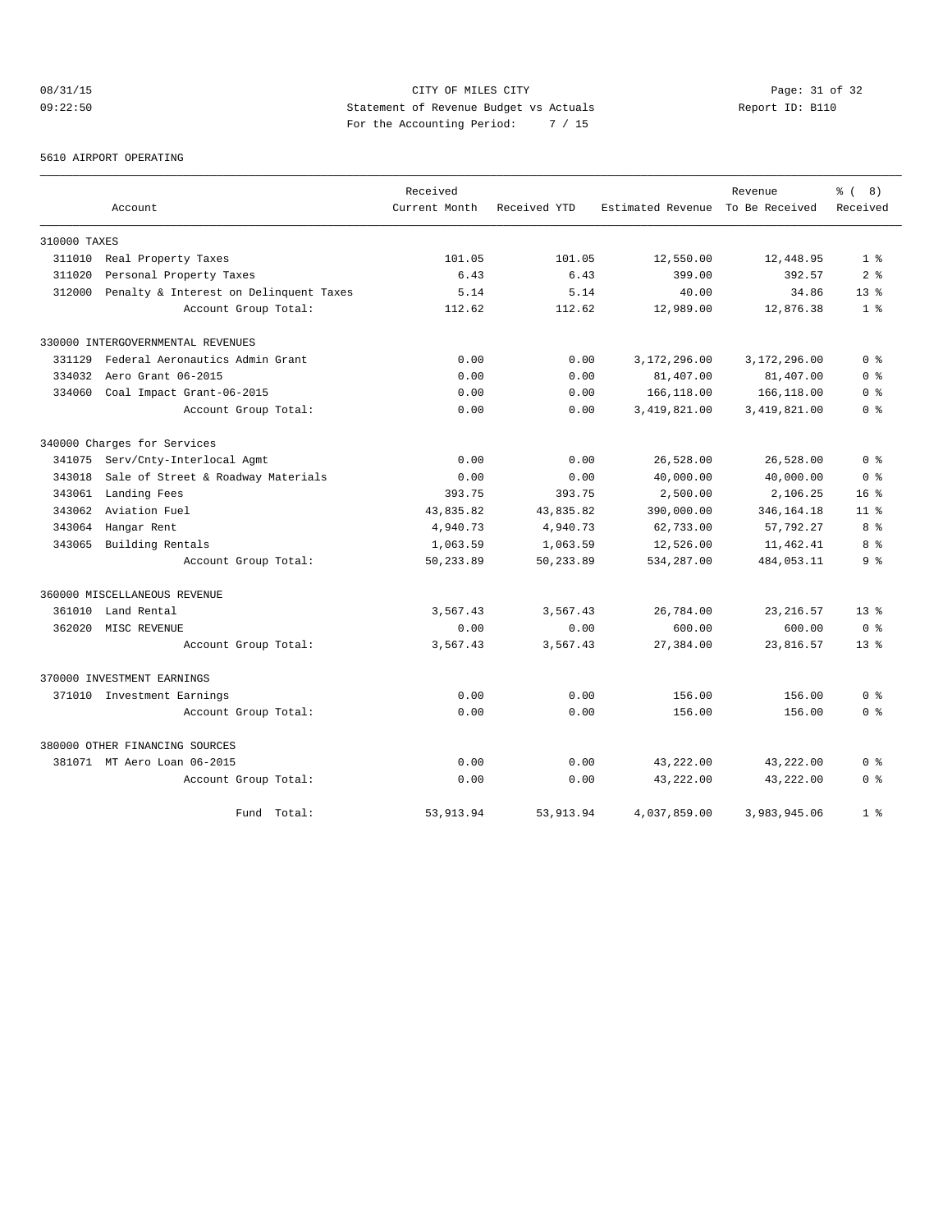# CITY OF MILES CITY

## Statement of Revenue Budget vs Actuals

08/31/15
09:22:50

For the Accounting Period: 7 / 15

Report ID: B110

### 5610 AIRPORT OPERATING

| Account | Received Current Month | Received YTD | Estimated Revenue | Revenue To Be Received | % ( 8) Received |
|---|---|---|---|---|---|
| **310000 TAXES** | | | | | |
| 311010 Real Property Taxes | 101.05 | 101.05 | 12,550.00 | 12,448.95 | 1 % |
| 311020 Personal Property Taxes | 6.43 | 6.43 | 399.00 | 392.57 | 2 % |
| 312000 Penalty & Interest on Delinquent Taxes | 5.14 | 5.14 | 40.00 | 34.86 | 13 % |
| Account Group Total: | 112.62 | 112.62 | 12,989.00 | 12,876.38 | 1 % |
| **330000 INTERGOVERNMENTAL REVENUES** | | | | | |
| 331129 Federal Aeronautics Admin Grant | 0.00 | 0.00 | 3,172,296.00 | 3,172,296.00 | 0 % |
| 334032 Aero Grant 06-2015 | 0.00 | 0.00 | 81,407.00 | 81,407.00 | 0 % |
| 334060 Coal Impact Grant-06-2015 | 0.00 | 0.00 | 166,118.00 | 166,118.00 | 0 % |
| Account Group Total: | 0.00 | 0.00 | 3,419,821.00 | 3,419,821.00 | 0 % |
| **340000 Charges for Services** | | | | | |
| 341075 Serv/Cnty-Interlocal Agmt | 0.00 | 0.00 | 26,528.00 | 26,528.00 | 0 % |
| 343018 Sale of Street & Roadway Materials | 0.00 | 0.00 | 40,000.00 | 40,000.00 | 0 % |
| 343061 Landing Fees | 393.75 | 393.75 | 2,500.00 | 2,106.25 | 16 % |
| 343062 Aviation Fuel | 43,835.82 | 43,835.82 | 390,000.00 | 346,164.18 | 11 % |
| 343064 Hangar Rent | 4,940.73 | 4,940.73 | 62,733.00 | 57,792.27 | 8 % |
| 343065 Building Rentals | 1,063.59 | 1,063.59 | 12,526.00 | 11,462.41 | 8 % |
| Account Group Total: | 50,233.89 | 50,233.89 | 534,287.00 | 484,053.11 | 9 % |
| **360000 MISCELLANEOUS REVENUE** | | | | | |
| 361010 Land Rental | 3,567.43 | 3,567.43 | 26,784.00 | 23,216.57 | 13 % |
| 362020 MISC REVENUE | 0.00 | 0.00 | 600.00 | 600.00 | 0 % |
| Account Group Total: | 3,567.43 | 3,567.43 | 27,384.00 | 23,816.57 | 13 % |
| **370000 INVESTMENT EARNINGS** | | | | | |
| 371010 Investment Earnings | 0.00 | 0.00 | 156.00 | 156.00 | 0 % |
| Account Group Total: | 0.00 | 0.00 | 156.00 | 156.00 | 0 % |
| **380000 OTHER FINANCING SOURCES** | | | | | |
| 381071 MT Aero Loan 06-2015 | 0.00 | 0.00 | 43,222.00 | 43,222.00 | 0 % |
| Account Group Total: | 0.00 | 0.00 | 43,222.00 | 43,222.00 | 0 % |
| Fund Total: | 53,913.94 | 53,913.94 | 4,037,859.00 | 3,983,945.06 | 1 % |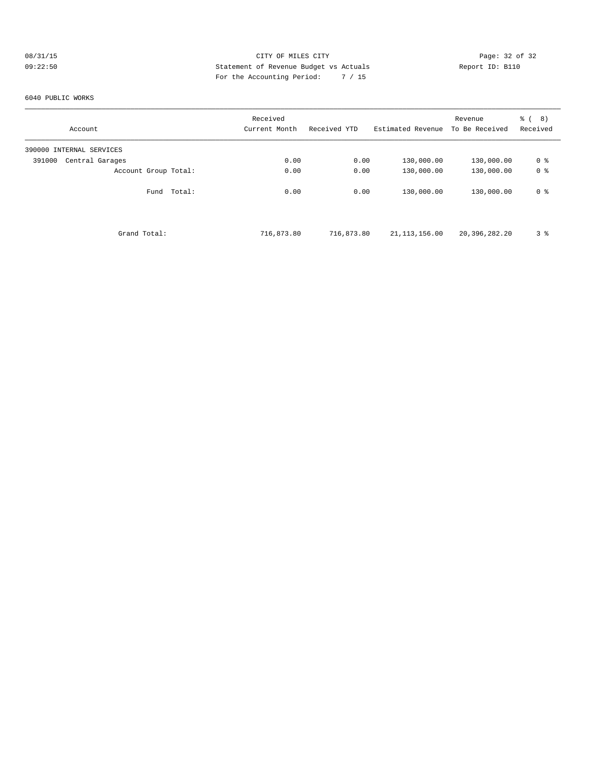CITY OF MILES CITY
Statement of Revenue Budget vs Actuals
For the Accounting Period: 7 / 15

08/31/15
09:22:50

Report ID: B110

6040 PUBLIC WORKS

| Account | Received Current Month | Received YTD | Estimated Revenue | Revenue To Be Received | % ( 8) Received |
|---|---|---|---|---|---|
| 390000 INTERNAL SERVICES | | | | | |
| 391000 Central Garages | 0.00 | 0.00 | 130,000.00 | 130,000.00 | 0 % |
| Account Group Total: | 0.00 | 0.00 | 130,000.00 | 130,000.00 | 0 % |
| Fund Total: | 0.00 | 0.00 | 130,000.00 | 130,000.00 | 0 % |
| Grand Total: | 716,873.80 | 716,873.80 | 21,113,156.00 | 20,396,282.20 | 3 % |